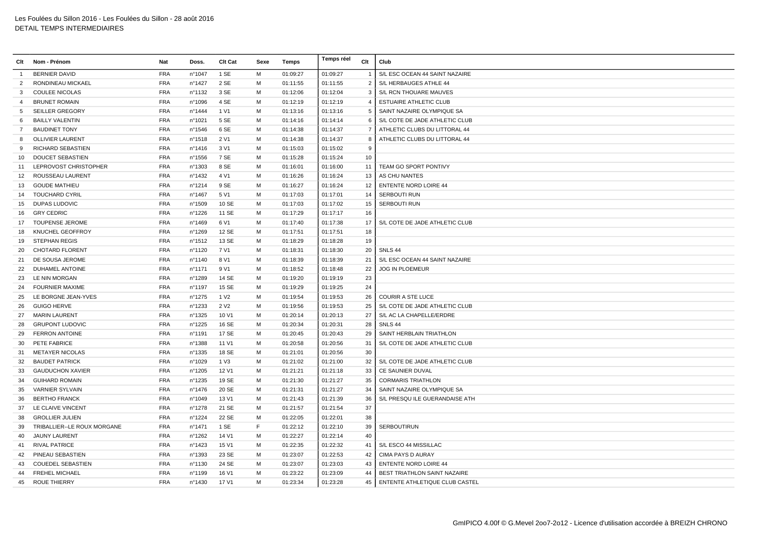Les Foulées du Sillon 2016 - Les Foulées du Sillon - 28 août 2016
DETAIL TEMPS INTERMEDIAIRES

| Clt | Nom - Prénom | Nat | Doss. | Clt Cat | Sexe | Temps | Temps réel | Clt | Club |
|---|---|---|---|---|---|---|---|---|---|
| 1 | BERNIER DAVID | FRA | n°1047 | 1 SE | M | 01:09:27 | 01:09:27 | 1 | S/L ESC OCEAN 44 SAINT NAZAIRE |
| 2 | RONDINEAU MICKAEL | FRA | n°1427 | 2 SE | M | 01:11:55 | 01:11:55 | 2 | S/L HERBAUGES ATHLE 44 |
| 3 | COULEE NICOLAS | FRA | n°1132 | 3 SE | M | 01:12:06 | 01:12:04 | 3 | S/L RCN THOUARE MAUVES |
| 4 | BRUNET ROMAIN | FRA | n°1096 | 4 SE | M | 01:12:19 | 01:12:19 | 4 | ESTUAIRE ATHLETIC CLUB |
| 5 | SEILLER GREGORY | FRA | n°1444 | 1 V1 | M | 01:13:16 | 01:13:16 | 5 | SAINT NAZAIRE OLYMPIQUE SA |
| 6 | BAILLY VALENTIN | FRA | n°1021 | 5 SE | M | 01:14:16 | 01:14:14 | 6 | S/L COTE DE JADE ATHLETIC CLUB |
| 7 | BAUDINET TONY | FRA | n°1546 | 6 SE | M | 01:14:38 | 01:14:37 | 7 | ATHLETIC CLUBS DU LITTORAL 44 |
| 8 | OLLIVIER LAURENT | FRA | n°1518 | 2 V1 | M | 01:14:38 | 01:14:37 | 8 | ATHLETIC CLUBS DU LITTORAL 44 |
| 9 | RICHARD SEBASTIEN | FRA | n°1416 | 3 V1 | M | 01:15:03 | 01:15:02 | 9 | |
| 10 | DOUCET SEBASTIEN | FRA | n°1556 | 7 SE | M | 01:15:28 | 01:15:24 | 10 | |
| 11 | LEPROVOST CHRISTOPHER | FRA | n°1303 | 8 SE | M | 01:16:01 | 01:16:00 | 11 | TEAM GO SPORT PONTIVY |
| 12 | ROUSSEAU LAURENT | FRA | n°1432 | 4 V1 | M | 01:16:26 | 01:16:24 | 13 | AS CHU NANTES |
| 13 | GOUDE MATHIEU | FRA | n°1214 | 9 SE | M | 01:16:27 | 01:16:24 | 12 | ENTENTE NORD LOIRE 44 |
| 14 | TOUCHARD CYRIL | FRA | n°1467 | 5 V1 | M | 01:17:03 | 01:17:01 | 14 | SERBOUTI RUN |
| 15 | DUPAS LUDOVIC | FRA | n°1509 | 10 SE | M | 01:17:03 | 01:17:02 | 15 | SERBOUTI RUN |
| 16 | GRY CEDRIC | FRA | n°1226 | 11 SE | M | 01:17:29 | 01:17:17 | 16 | |
| 17 | TOUPENSE JEROME | FRA | n°1469 | 6 V1 | M | 01:17:40 | 01:17:38 | 17 | S/L COTE DE JADE ATHLETIC CLUB |
| 18 | KNUCHEL GEOFFROY | FRA | n°1269 | 12 SE | M | 01:17:51 | 01:17:51 | 18 | |
| 19 | STEPHAN REGIS | FRA | n°1512 | 13 SE | M | 01:18:29 | 01:18:28 | 19 | |
| 20 | CHOTARD FLORENT | FRA | n°1120 | 7 V1 | M | 01:18:31 | 01:18:30 | 20 | SNLS 44 |
| 21 | DE SOUSA JEROME | FRA | n°1140 | 8 V1 | M | 01:18:39 | 01:18:39 | 21 | S/L ESC OCEAN 44 SAINT NAZAIRE |
| 22 | DUHAMEL ANTOINE | FRA | n°1171 | 9 V1 | M | 01:18:52 | 01:18:48 | 22 | JOG IN PLOEMEUR |
| 23 | LE NIN MORGAN | FRA | n°1289 | 14 SE | M | 01:19:20 | 01:19:19 | 23 | |
| 24 | FOURNIER MAXIME | FRA | n°1197 | 15 SE | M | 01:19:29 | 01:19:25 | 24 | |
| 25 | LE BORGNE JEAN-YVES | FRA | n°1275 | 1 V2 | M | 01:19:54 | 01:19:53 | 26 | COURIR A STE LUCE |
| 26 | GUIGO HERVE | FRA | n°1233 | 2 V2 | M | 01:19:56 | 01:19:53 | 25 | S/L COTE DE JADE ATHLETIC CLUB |
| 27 | MARIN LAURENT | FRA | n°1325 | 10 V1 | M | 01:20:14 | 01:20:13 | 27 | S/L AC LA CHAPELLE/ERDRE |
| 28 | GRUPONT LUDOVIC | FRA | n°1225 | 16 SE | M | 01:20:34 | 01:20:31 | 28 | SNLS 44 |
| 29 | FERRON ANTOINE | FRA | n°1191 | 17 SE | M | 01:20:45 | 01:20:43 | 29 | SAINT HERBLAIN TRIATHLON |
| 30 | PETE FABRICE | FRA | n°1388 | 11 V1 | M | 01:20:58 | 01:20:56 | 31 | S/L COTE DE JADE ATHLETIC CLUB |
| 31 | METAYER NICOLAS | FRA | n°1335 | 18 SE | M | 01:21:01 | 01:20:56 | 30 | |
| 32 | BAUDET PATRICK | FRA | n°1029 | 1 V3 | M | 01:21:02 | 01:21:00 | 32 | S/L COTE DE JADE ATHLETIC CLUB |
| 33 | GAUDUCHON XAVIER | FRA | n°1205 | 12 V1 | M | 01:21:21 | 01:21:18 | 33 | CE SAUNIER DUVAL |
| 34 | GUIHARD ROMAIN | FRA | n°1235 | 19 SE | M | 01:21:30 | 01:21:27 | 35 | CORMARIS TRIATHLON |
| 35 | VARNIER SYLVAIN | FRA | n°1476 | 20 SE | M | 01:21:31 | 01:21:27 | 34 | SAINT NAZAIRE OLYMPIQUE SA |
| 36 | BERTHO FRANCK | FRA | n°1049 | 13 V1 | M | 01:21:43 | 01:21:39 | 36 | S/L PRESQU ILE GUERANDAISE ATH |
| 37 | LE CLAIVE VINCENT | FRA | n°1278 | 21 SE | M | 01:21:57 | 01:21:54 | 37 | |
| 38 | GROLLIER JULIEN | FRA | n°1224 | 22 SE | M | 01:22:05 | 01:22:01 | 38 | |
| 39 | TRIBALLIER--LE ROUX MORGANE | FRA | n°1471 | 1 SE | F | 01:22:12 | 01:22:10 | 39 | SERBOUTIRUN |
| 40 | JAUNY LAURENT | FRA | n°1262 | 14 V1 | M | 01:22:27 | 01:22:14 | 40 | |
| 41 | RIVAL PATRICE | FRA | n°1423 | 15 V1 | M | 01:22:35 | 01:22:32 | 41 | S/L ESCO 44 MISSILLAC |
| 42 | PINEAU SEBASTIEN | FRA | n°1393 | 23 SE | M | 01:23:07 | 01:22:53 | 42 | CIMA PAYS D AURAY |
| 43 | COUEDEL SEBASTIEN | FRA | n°1130 | 24 SE | M | 01:23:07 | 01:23:03 | 43 | ENTENTE NORD LOIRE 44 |
| 44 | FREHEL MICHAEL | FRA | n°1199 | 16 V1 | M | 01:23:22 | 01:23:09 | 44 | BEST TRIATHLON SAINT NAZAIRE |
| 45 | ROUE THIERRY | FRA | n°1430 | 17 V1 | M | 01:23:34 | 01:23:28 | 45 | ENTENTE ATHLETIQUE CLUB CASTEL |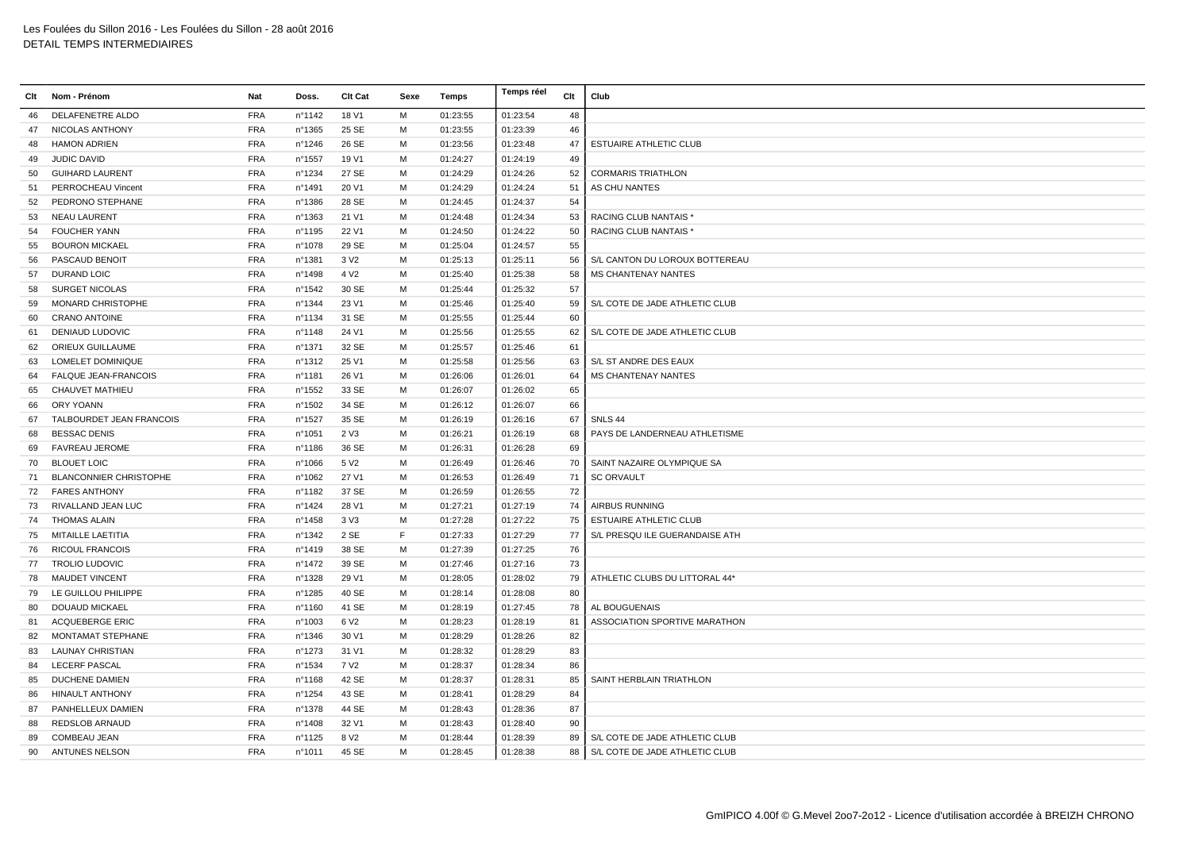Les Foulées du Sillon 2016 - Les Foulées du Sillon - 28 août 2016
DETAIL TEMPS INTERMEDIAIRES

| Clt | Nom - Prénom | Nat | Doss. | Clt Cat | Sexe | Temps | Temps réel | Clt | Club |
|---|---|---|---|---|---|---|---|---|---|
| 46 | DELAFENETRE ALDO | FRA | n°1142 | 18 V1 | M | 01:23:55 | 01:23:54 | 48 | |
| 47 | NICOLAS ANTHONY | FRA | n°1365 | 25 SE | M | 01:23:55 | 01:23:39 | 46 | |
| 48 | HAMON ADRIEN | FRA | n°1246 | 26 SE | M | 01:23:56 | 01:23:48 | 47 | ESTUAIRE ATHLETIC CLUB |
| 49 | JUDIC DAVID | FRA | n°1557 | 19 V1 | M | 01:24:27 | 01:24:19 | 49 | |
| 50 | GUIHARD LAURENT | FRA | n°1234 | 27 SE | M | 01:24:29 | 01:24:26 | 52 | CORMARIS TRIATHLON |
| 51 | PERROCHEAU Vincent | FRA | n°1491 | 20 V1 | M | 01:24:29 | 01:24:24 | 51 | AS CHU NANTES |
| 52 | PEDRONO STEPHANE | FRA | n°1386 | 28 SE | M | 01:24:45 | 01:24:37 | 54 | |
| 53 | NEAU LAURENT | FRA | n°1363 | 21 V1 | M | 01:24:48 | 01:24:34 | 53 | RACING CLUB NANTAIS * |
| 54 | FOUCHER YANN | FRA | n°1195 | 22 V1 | M | 01:24:50 | 01:24:22 | 50 | RACING CLUB NANTAIS * |
| 55 | BOURON MICKAEL | FRA | n°1078 | 29 SE | M | 01:25:04 | 01:24:57 | 55 | |
| 56 | PASCAUD BENOIT | FRA | n°1381 | 3 V2 | M | 01:25:13 | 01:25:11 | 56 | S/L CANTON DU LOROUX BOTTEREAU |
| 57 | DURAND LOIC | FRA | n°1498 | 4 V2 | M | 01:25:40 | 01:25:38 | 58 | MS CHANTENAY NANTES |
| 58 | SURGET NICOLAS | FRA | n°1542 | 30 SE | M | 01:25:44 | 01:25:32 | 57 | |
| 59 | MONARD CHRISTOPHE | FRA | n°1344 | 23 V1 | M | 01:25:46 | 01:25:40 | 59 | S/L COTE DE JADE ATHLETIC CLUB |
| 60 | CRANO ANTOINE | FRA | n°1134 | 31 SE | M | 01:25:55 | 01:25:44 | 60 | |
| 61 | DENIAUD LUDOVIC | FRA | n°1148 | 24 V1 | M | 01:25:56 | 01:25:55 | 62 | S/L COTE DE JADE ATHLETIC CLUB |
| 62 | ORIEUX GUILLAUME | FRA | n°1371 | 32 SE | M | 01:25:57 | 01:25:46 | 61 | |
| 63 | LOMELET DOMINIQUE | FRA | n°1312 | 25 V1 | M | 01:25:58 | 01:25:56 | 63 | S/L ST ANDRE DES EAUX |
| 64 | FALQUE JEAN-FRANCOIS | FRA | n°1181 | 26 V1 | M | 01:26:06 | 01:26:01 | 64 | MS CHANTENAY NANTES |
| 65 | CHAUVET MATHIEU | FRA | n°1552 | 33 SE | M | 01:26:07 | 01:26:02 | 65 | |
| 66 | ORY YOANN | FRA | n°1502 | 34 SE | M | 01:26:12 | 01:26:07 | 66 | |
| 67 | TALBOURDET JEAN FRANCOIS | FRA | n°1527 | 35 SE | M | 01:26:19 | 01:26:16 | 67 | SNLS 44 |
| 68 | BESSAC DENIS | FRA | n°1051 | 2 V3 | M | 01:26:21 | 01:26:19 | 68 | PAYS DE LANDERNEAU ATHLETISME |
| 69 | FAVREAU JEROME | FRA | n°1186 | 36 SE | M | 01:26:31 | 01:26:28 | 69 | |
| 70 | BLOUET LOIC | FRA | n°1066 | 5 V2 | M | 01:26:49 | 01:26:46 | 70 | SAINT NAZAIRE OLYMPIQUE SA |
| 71 | BLANCONNIER CHRISTOPHE | FRA | n°1062 | 27 V1 | M | 01:26:53 | 01:26:49 | 71 | SC ORVAULT |
| 72 | FARES ANTHONY | FRA | n°1182 | 37 SE | M | 01:26:59 | 01:26:55 | 72 | |
| 73 | RIVALLAND JEAN LUC | FRA | n°1424 | 28 V1 | M | 01:27:21 | 01:27:19 | 74 | AIRBUS RUNNING |
| 74 | THOMAS ALAIN | FRA | n°1458 | 3 V3 | M | 01:27:28 | 01:27:22 | 75 | ESTUAIRE ATHLETIC CLUB |
| 75 | MITAILLE LAETITIA | FRA | n°1342 | 2 SE | F | 01:27:33 | 01:27:29 | 77 | S/L PRESQU ILE GUERANDAISE ATH |
| 76 | RICOUL FRANCOIS | FRA | n°1419 | 38 SE | M | 01:27:39 | 01:27:25 | 76 | |
| 77 | TROLIO LUDOVIC | FRA | n°1472 | 39 SE | M | 01:27:46 | 01:27:16 | 73 | |
| 78 | MAUDET VINCENT | FRA | n°1328 | 29 V1 | M | 01:28:05 | 01:28:02 | 79 | ATHLETIC CLUBS DU LITTORAL 44* |
| 79 | LE GUILLOU PHILIPPE | FRA | n°1285 | 40 SE | M | 01:28:14 | 01:28:08 | 80 | |
| 80 | DOUAUD MICKAEL | FRA | n°1160 | 41 SE | M | 01:28:19 | 01:27:45 | 78 | AL BOUGUENAIS |
| 81 | ACQUEBERGE ERIC | FRA | n°1003 | 6 V2 | M | 01:28:23 | 01:28:19 | 81 | ASSOCIATION SPORTIVE MARATHON |
| 82 | MONTAMAT STEPHANE | FRA | n°1346 | 30 V1 | M | 01:28:29 | 01:28:26 | 82 | |
| 83 | LAUNAY CHRISTIAN | FRA | n°1273 | 31 V1 | M | 01:28:32 | 01:28:29 | 83 | |
| 84 | LECERF PASCAL | FRA | n°1534 | 7 V2 | M | 01:28:37 | 01:28:34 | 86 | |
| 85 | DUCHENE DAMIEN | FRA | n°1168 | 42 SE | M | 01:28:37 | 01:28:31 | 85 | SAINT HERBLAIN TRIATHLON |
| 86 | HINAULT ANTHONY | FRA | n°1254 | 43 SE | M | 01:28:41 | 01:28:29 | 84 | |
| 87 | PANHELLEUX DAMIEN | FRA | n°1378 | 44 SE | M | 01:28:43 | 01:28:36 | 87 | |
| 88 | REDSLOB ARNAUD | FRA | n°1408 | 32 V1 | M | 01:28:43 | 01:28:40 | 90 | |
| 89 | COMBEAU JEAN | FRA | n°1125 | 8 V2 | M | 01:28:44 | 01:28:39 | 89 | S/L COTE DE JADE ATHLETIC CLUB |
| 90 | ANTUNES NELSON | FRA | n°1011 | 45 SE | M | 01:28:45 | 01:28:38 | 88 | S/L COTE DE JADE ATHLETIC CLUB |

GmIPICO 4.00f © G.Mevel 2oo7-2o12 - Licence d'utilisation accordée à BREIZH CHRONO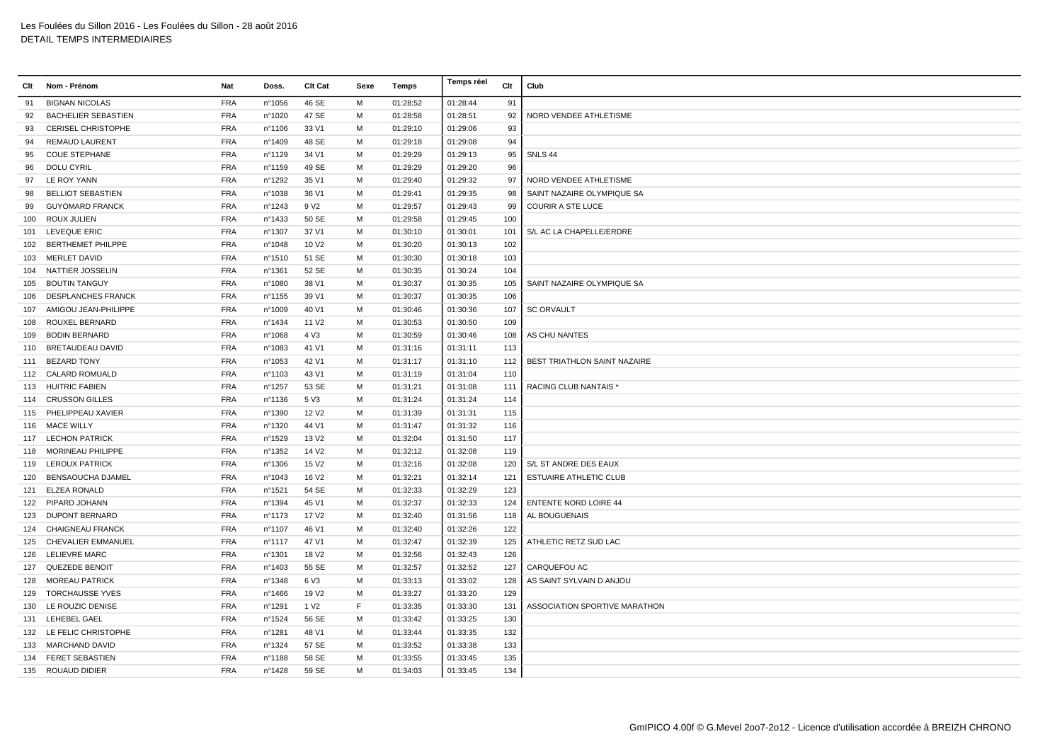| Clt | Nom - Prénom | Nat | Doss. | Clt Cat | Sexe | Temps | Temps réel | Clt | Club |
|---|---|---|---|---|---|---|---|---|---|
| 91 | BIGNAN NICOLAS | FRA | n°1056 | 46 SE | M | 01:28:52 | 01:28:44 | 91 | |
| 92 | BACHELIER SEBASTIEN | FRA | n°1020 | 47 SE | M | 01:28:58 | 01:28:51 | 92 | NORD VENDEE ATHLETISME |
| 93 | CERISEL CHRISTOPHE | FRA | n°1106 | 33 V1 | M | 01:29:10 | 01:29:06 | 93 | |
| 94 | REMAUD LAURENT | FRA | n°1409 | 48 SE | M | 01:29:18 | 01:29:08 | 94 | |
| 95 | COUE STEPHANE | FRA | n°1129 | 34 V1 | M | 01:29:29 | 01:29:13 | 95 | SNLS 44 |
| 96 | DOLU CYRIL | FRA | n°1159 | 49 SE | M | 01:29:29 | 01:29:20 | 96 | |
| 97 | LE ROY YANN | FRA | n°1292 | 35 V1 | M | 01:29:40 | 01:29:32 | 97 | NORD VENDEE ATHLETISME |
| 98 | BELLIOT SEBASTIEN | FRA | n°1038 | 36 V1 | M | 01:29:41 | 01:29:35 | 98 | SAINT NAZAIRE OLYMPIQUE SA |
| 99 | GUYOMARD FRANCK | FRA | n°1243 | 9 V2 | M | 01:29:57 | 01:29:43 | 99 | COURIR A STE LUCE |
| 100 | ROUX JULIEN | FRA | n°1433 | 50 SE | M | 01:29:58 | 01:29:45 | 100 | |
| 101 | LEVEQUE ERIC | FRA | n°1307 | 37 V1 | M | 01:30:10 | 01:30:01 | 101 | S/L AC LA CHAPELLE/ERDRE |
| 102 | BERTHEMET PHILPPE | FRA | n°1048 | 10 V2 | M | 01:30:20 | 01:30:13 | 102 | |
| 103 | MERLET DAVID | FRA | n°1510 | 51 SE | M | 01:30:30 | 01:30:18 | 103 | |
| 104 | NATTIER JOSSELIN | FRA | n°1361 | 52 SE | M | 01:30:35 | 01:30:24 | 104 | |
| 105 | BOUTIN TANGUY | FRA | n°1080 | 38 V1 | M | 01:30:37 | 01:30:35 | 105 | SAINT NAZAIRE OLYMPIQUE SA |
| 106 | DESPLANCHES FRANCK | FRA | n°1155 | 39 V1 | M | 01:30:37 | 01:30:35 | 106 | |
| 107 | AMIGOU JEAN-PHILIPPE | FRA | n°1009 | 40 V1 | M | 01:30:46 | 01:30:36 | 107 | SC ORVAULT |
| 108 | ROUXEL BERNARD | FRA | n°1434 | 11 V2 | M | 01:30:53 | 01:30:50 | 109 | |
| 109 | BODIN BERNARD | FRA | n°1068 | 4 V3 | M | 01:30:59 | 01:30:46 | 108 | AS CHU NANTES |
| 110 | BRETAUDEAU DAVID | FRA | n°1083 | 41 V1 | M | 01:31:16 | 01:31:11 | 113 | |
| 111 | BEZARD TONY | FRA | n°1053 | 42 V1 | M | 01:31:17 | 01:31:10 | 112 | BEST TRIATHLON SAINT NAZAIRE |
| 112 | CALARD ROMUALD | FRA | n°1103 | 43 V1 | M | 01:31:19 | 01:31:04 | 110 | |
| 113 | HUITRIC FABIEN | FRA | n°1257 | 53 SE | M | 01:31:21 | 01:31:08 | 111 | RACING CLUB NANTAIS * |
| 114 | CRUSSON GILLES | FRA | n°1136 | 5 V3 | M | 01:31:24 | 01:31:24 | 114 | |
| 115 | PHELIPPEAU XAVIER | FRA | n°1390 | 12 V2 | M | 01:31:39 | 01:31:31 | 115 | |
| 116 | MACE WILLY | FRA | n°1320 | 44 V1 | M | 01:31:47 | 01:31:32 | 116 | |
| 117 | LECHON PATRICK | FRA | n°1529 | 13 V2 | M | 01:32:04 | 01:31:50 | 117 | |
| 118 | MORINEAU PHILIPPE | FRA | n°1352 | 14 V2 | M | 01:32:12 | 01:32:08 | 119 | |
| 119 | LEROUX PATRICK | FRA | n°1306 | 15 V2 | M | 01:32:16 | 01:32:08 | 120 | S/L ST ANDRE DES EAUX |
| 120 | BENSAOUCHA DJAMEL | FRA | n°1043 | 16 V2 | M | 01:32:21 | 01:32:14 | 121 | ESTUAIRE ATHLETIC CLUB |
| 121 | ELZEA RONALD | FRA | n°1521 | 54 SE | M | 01:32:33 | 01:32:29 | 123 | |
| 122 | PIPARD JOHANN | FRA | n°1394 | 45 V1 | M | 01:32:37 | 01:32:33 | 124 | ENTENTE NORD LOIRE 44 |
| 123 | DUPONT BERNARD | FRA | n°1173 | 17 V2 | M | 01:32:40 | 01:31:56 | 118 | AL BOUGUENAIS |
| 124 | CHAIGNEAU FRANCK | FRA | n°1107 | 46 V1 | M | 01:32:40 | 01:32:26 | 122 | |
| 125 | CHEVALIER EMMANUEL | FRA | n°1117 | 47 V1 | M | 01:32:47 | 01:32:39 | 125 | ATHLETIC RETZ SUD LAC |
| 126 | LELIEVRE MARC | FRA | n°1301 | 18 V2 | M | 01:32:56 | 01:32:43 | 126 | |
| 127 | QUEZEDE BENOIT | FRA | n°1403 | 55 SE | M | 01:32:57 | 01:32:52 | 127 | CARQUEFOU AC |
| 128 | MOREAU PATRICK | FRA | n°1348 | 6 V3 | M | 01:33:13 | 01:33:02 | 128 | AS SAINT SYLVAIN D ANJOU |
| 129 | TORCHAUSSE YVES | FRA | n°1466 | 19 V2 | M | 01:33:27 | 01:33:20 | 129 | |
| 130 | LE ROUZIC DENISE | FRA | n°1291 | 1 V2 | F | 01:33:35 | 01:33:30 | 131 | ASSOCIATION SPORTIVE MARATHON |
| 131 | LEHEBEL GAEL | FRA | n°1524 | 56 SE | M | 01:33:42 | 01:33:25 | 130 | |
| 132 | LE FELIC CHRISTOPHE | FRA | n°1281 | 48 V1 | M | 01:33:44 | 01:33:35 | 132 | |
| 133 | MARCHAND DAVID | FRA | n°1324 | 57 SE | M | 01:33:52 | 01:33:38 | 133 | |
| 134 | FERET SEBASTIEN | FRA | n°1188 | 58 SE | M | 01:33:55 | 01:33:45 | 135 | |
| 135 | ROUAUD DIDIER | FRA | n°1428 | 59 SE | M | 01:34:03 | 01:33:45 | 134 | |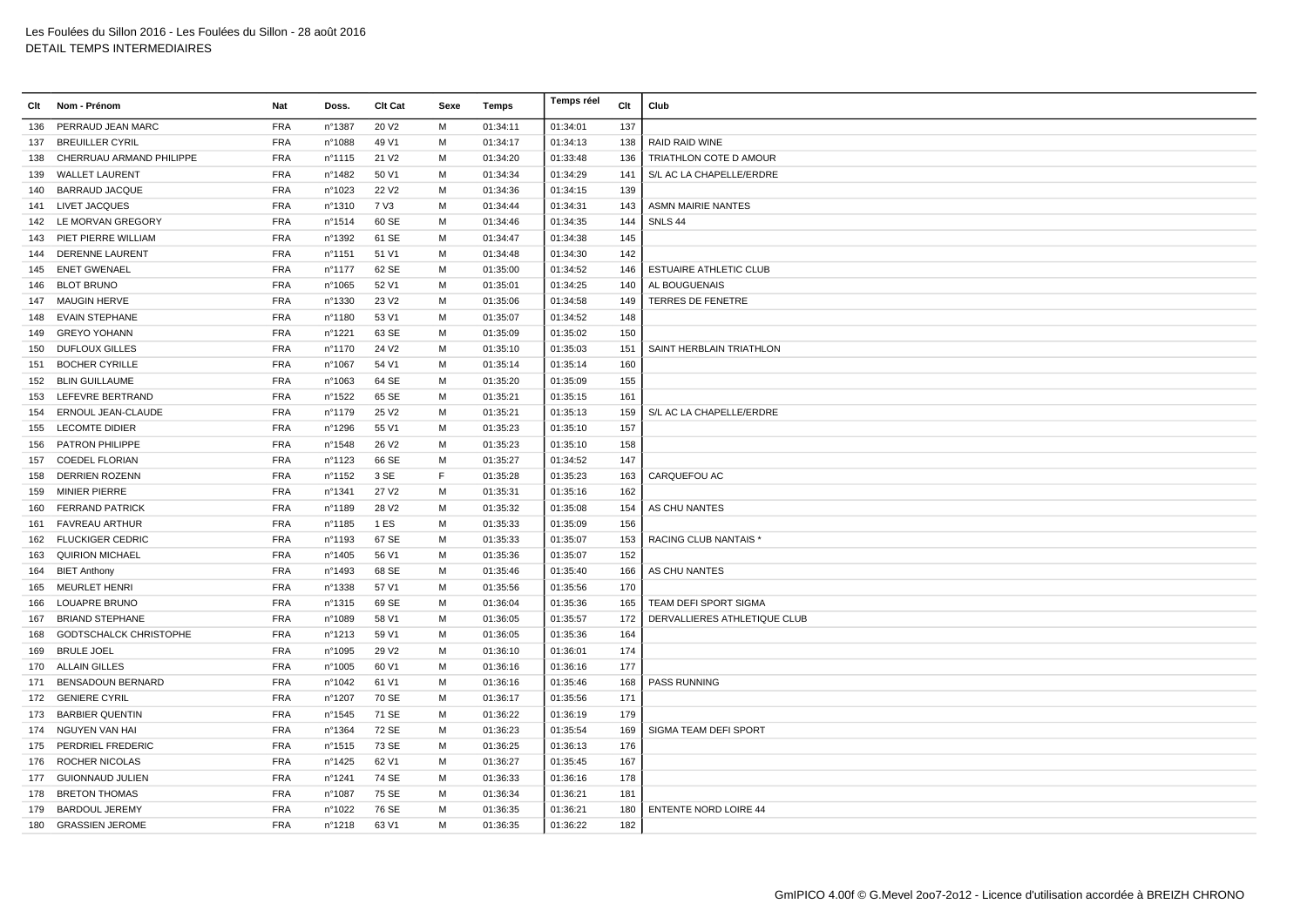Les Foulées du Sillon 2016 - Les Foulées du Sillon - 28 août 2016
DETAIL TEMPS INTERMEDIAIRES

| Clt | Nom - Prénom | Nat | Doss. | Clt Cat | Sexe | Temps | Temps réel | Clt | Club |
|---|---|---|---|---|---|---|---|---|---|
| 136 | PERRAUD JEAN MARC | FRA | n°1387 | 20 V2 | M | 01:34:11 | 01:34:01 | 137 | |
| 137 | BREUILLER CYRIL | FRA | n°1088 | 49 V1 | M | 01:34:17 | 01:34:13 | 138 | RAID RAID WINE |
| 138 | CHERRUAU ARMAND PHILIPPE | FRA | n°1115 | 21 V2 | M | 01:34:20 | 01:33:48 | 136 | TRIATHLON COTE D AMOUR |
| 139 | WALLET LAURENT | FRA | n°1482 | 50 V1 | M | 01:34:34 | 01:34:29 | 141 | S/L AC LA CHAPELLE/ERDRE |
| 140 | BARRAUD JACQUE | FRA | n°1023 | 22 V2 | M | 01:34:36 | 01:34:15 | 139 | |
| 141 | LIVET JACQUES | FRA | n°1310 | 7 V3 | M | 01:34:44 | 01:34:31 | 143 | ASMN MAIRIE NANTES |
| 142 | LE MORVAN GREGORY | FRA | n°1514 | 60 SE | M | 01:34:46 | 01:34:35 | 144 | SNLS 44 |
| 143 | PIET PIERRE WILLIAM | FRA | n°1392 | 61 SE | M | 01:34:47 | 01:34:38 | 145 | |
| 144 | DERENNE LAURENT | FRA | n°1151 | 51 V1 | M | 01:34:48 | 01:34:30 | 142 | |
| 145 | ENET GWENAEL | FRA | n°1177 | 62 SE | M | 01:35:00 | 01:34:52 | 146 | ESTUAIRE ATHLETIC CLUB |
| 146 | BLOT BRUNO | FRA | n°1065 | 52 V1 | M | 01:35:01 | 01:34:25 | 140 | AL BOUGUENAIS |
| 147 | MAUGIN HERVE | FRA | n°1330 | 23 V2 | M | 01:35:06 | 01:34:58 | 149 | TERRES DE FENETRE |
| 148 | EVAIN STEPHANE | FRA | n°1180 | 53 V1 | M | 01:35:07 | 01:34:52 | 148 | |
| 149 | GREYO YOHANN | FRA | n°1221 | 63 SE | M | 01:35:09 | 01:35:02 | 150 | |
| 150 | DUFLOUX GILLES | FRA | n°1170 | 24 V2 | M | 01:35:10 | 01:35:03 | 151 | SAINT HERBLAIN TRIATHLON |
| 151 | BOCHER CYRILLE | FRA | n°1067 | 54 V1 | M | 01:35:14 | 01:35:14 | 160 | |
| 152 | BLIN GUILLAUME | FRA | n°1063 | 64 SE | M | 01:35:20 | 01:35:09 | 155 | |
| 153 | LEFEVRE BERTRAND | FRA | n°1522 | 65 SE | M | 01:35:21 | 01:35:15 | 161 | |
| 154 | ERNOUL JEAN-CLAUDE | FRA | n°1179 | 25 V2 | M | 01:35:21 | 01:35:13 | 159 | S/L AC LA CHAPELLE/ERDRE |
| 155 | LECOMTE DIDIER | FRA | n°1296 | 55 V1 | M | 01:35:23 | 01:35:10 | 157 | |
| 156 | PATRON PHILIPPE | FRA | n°1548 | 26 V2 | M | 01:35:23 | 01:35:10 | 158 | |
| 157 | COEDEL FLORIAN | FRA | n°1123 | 66 SE | M | 01:35:27 | 01:34:52 | 147 | |
| 158 | DERRIEN ROZENN | FRA | n°1152 | 3 SE | F | 01:35:28 | 01:35:23 | 163 | CARQUEFOU AC |
| 159 | MINIER PIERRE | FRA | n°1341 | 27 V2 | M | 01:35:31 | 01:35:16 | 162 | |
| 160 | FERRAND PATRICK | FRA | n°1189 | 28 V2 | M | 01:35:32 | 01:35:08 | 154 | AS CHU NANTES |
| 161 | FAVREAU ARTHUR | FRA | n°1185 | 1 ES | M | 01:35:33 | 01:35:09 | 156 | |
| 162 | FLUCKIGER CEDRIC | FRA | n°1193 | 67 SE | M | 01:35:33 | 01:35:07 | 153 | RACING CLUB NANTAIS * |
| 163 | QUIRION MICHAEL | FRA | n°1405 | 56 V1 | M | 01:35:36 | 01:35:07 | 152 | |
| 164 | BIET Anthony | FRA | n°1493 | 68 SE | M | 01:35:46 | 01:35:40 | 166 | AS CHU NANTES |
| 165 | MEURLET HENRI | FRA | n°1338 | 57 V1 | M | 01:35:56 | 01:35:56 | 170 | |
| 166 | LOUAPRE BRUNO | FRA | n°1315 | 69 SE | M | 01:36:04 | 01:35:36 | 165 | TEAM DEFI SPORT SIGMA |
| 167 | BRIAND STEPHANE | FRA | n°1089 | 58 V1 | M | 01:36:05 | 01:35:57 | 172 | DERVALLIERES ATHLETIQUE CLUB |
| 168 | GODTSCHALCK CHRISTOPHE | FRA | n°1213 | 59 V1 | M | 01:36:05 | 01:35:36 | 164 | |
| 169 | BRULE JOEL | FRA | n°1095 | 29 V2 | M | 01:36:10 | 01:36:01 | 174 | |
| 170 | ALLAIN GILLES | FRA | n°1005 | 60 V1 | M | 01:36:16 | 01:36:16 | 177 | |
| 171 | BENSADOUN BERNARD | FRA | n°1042 | 61 V1 | M | 01:36:16 | 01:35:46 | 168 | PASS RUNNING |
| 172 | GENIERE CYRIL | FRA | n°1207 | 70 SE | M | 01:36:17 | 01:35:56 | 171 | |
| 173 | BARBIER QUENTIN | FRA | n°1545 | 71 SE | M | 01:36:22 | 01:36:19 | 179 | |
| 174 | NGUYEN VAN HAI | FRA | n°1364 | 72 SE | M | 01:36:23 | 01:35:54 | 169 | SIGMA TEAM DEFI SPORT |
| 175 | PERDRIEL FREDERIC | FRA | n°1515 | 73 SE | M | 01:36:25 | 01:36:13 | 176 | |
| 176 | ROCHER NICOLAS | FRA | n°1425 | 62 V1 | M | 01:36:27 | 01:35:45 | 167 | |
| 177 | GUIONNAUD JULIEN | FRA | n°1241 | 74 SE | M | 01:36:33 | 01:36:16 | 178 | |
| 178 | BRETON THOMAS | FRA | n°1087 | 75 SE | M | 01:36:34 | 01:36:21 | 181 | |
| 179 | BARDOUL JEREMY | FRA | n°1022 | 76 SE | M | 01:36:35 | 01:36:21 | 180 | ENTENTE NORD LOIRE 44 |
| 180 | GRASSIEN JEROME | FRA | n°1218 | 63 V1 | M | 01:36:35 | 01:36:22 | 182 | |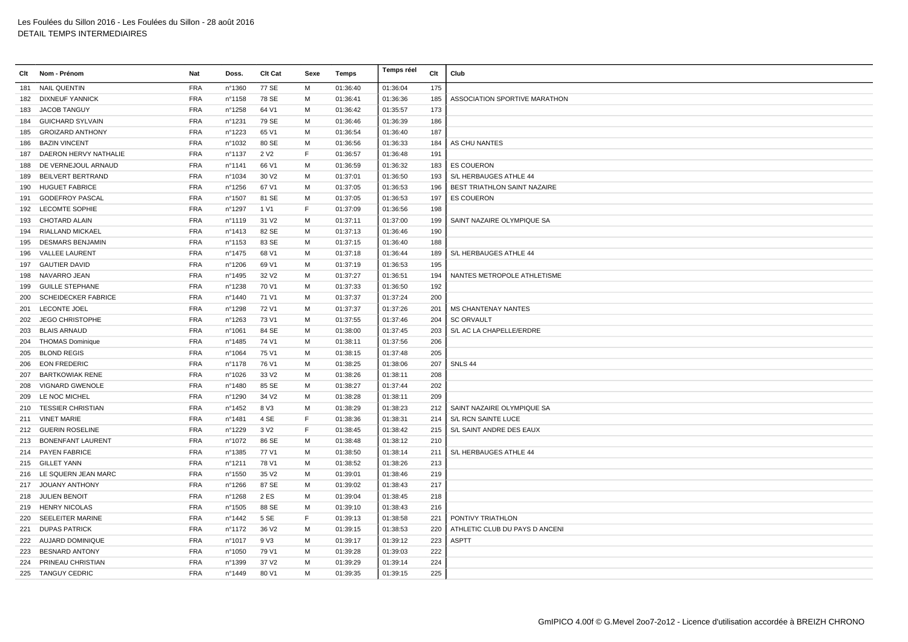| Clt | Nom - Prénom | Nat | Doss. | Clt Cat | Sexe | Temps | Temps réel | Clt | Club |
|---|---|---|---|---|---|---|---|---|---|
| 181 | NAIL QUENTIN | FRA | n°1360 | 77 SE | M | 01:36:40 | 01:36:04 | 175 | |
| 182 | DIXNEUF YANNICK | FRA | n°1158 | 78 SE | M | 01:36:41 | 01:36:36 | 185 | ASSOCIATION SPORTIVE MARATHON |
| 183 | JACOB TANGUY | FRA | n°1258 | 64 V1 | M | 01:36:42 | 01:35:57 | 173 | |
| 184 | GUICHARD SYLVAIN | FRA | n°1231 | 79 SE | M | 01:36:46 | 01:36:39 | 186 | |
| 185 | GROIZARD ANTHONY | FRA | n°1223 | 65 V1 | M | 01:36:54 | 01:36:40 | 187 | |
| 186 | BAZIN VINCENT | FRA | n°1032 | 80 SE | M | 01:36:56 | 01:36:33 | 184 | AS CHU NANTES |
| 187 | DAERON HERVY NATHALIE | FRA | n°1137 | 2 V2 | F | 01:36:57 | 01:36:48 | 191 | |
| 188 | DE VERNEJOUL ARNAUD | FRA | n°1141 | 66 V1 | M | 01:36:59 | 01:36:32 | 183 | ES COUERON |
| 189 | BEILVERT BERTRAND | FRA | n°1034 | 30 V2 | M | 01:37:01 | 01:36:50 | 193 | S/L HERBAUGES ATHLE 44 |
| 190 | HUGUET FABRICE | FRA | n°1256 | 67 V1 | M | 01:37:05 | 01:36:53 | 196 | BEST TRIATHLON SAINT NAZAIRE |
| 191 | GODEFROY PASCAL | FRA | n°1507 | 81 SE | M | 01:37:05 | 01:36:53 | 197 | ES COUERON |
| 192 | LECOMTE SOPHIE | FRA | n°1297 | 1 V1 | F | 01:37:09 | 01:36:56 | 198 | |
| 193 | CHOTARD ALAIN | FRA | n°1119 | 31 V2 | M | 01:37:11 | 01:37:00 | 199 | SAINT NAZAIRE OLYMPIQUE SA |
| 194 | RIALLAND MICKAEL | FRA | n°1413 | 82 SE | M | 01:37:13 | 01:36:46 | 190 | |
| 195 | DESMARS BENJAMIN | FRA | n°1153 | 83 SE | M | 01:37:15 | 01:36:40 | 188 | |
| 196 | VALLEE LAURENT | FRA | n°1475 | 68 V1 | M | 01:37:18 | 01:36:44 | 189 | S/L HERBAUGES ATHLE 44 |
| 197 | GAUTIER DAVID | FRA | n°1206 | 69 V1 | M | 01:37:19 | 01:36:53 | 195 | |
| 198 | NAVARRO JEAN | FRA | n°1495 | 32 V2 | M | 01:37:27 | 01:36:51 | 194 | NANTES METROPOLE ATHLETISME |
| 199 | GUILLE STEPHANE | FRA | n°1238 | 70 V1 | M | 01:37:33 | 01:36:50 | 192 | |
| 200 | SCHEIDECKER FABRICE | FRA | n°1440 | 71 V1 | M | 01:37:37 | 01:37:24 | 200 | |
| 201 | LECONTE JOEL | FRA | n°1298 | 72 V1 | M | 01:37:37 | 01:37:26 | 201 | MS CHANTENAY NANTES |
| 202 | JEGO CHRISTOPHE | FRA | n°1263 | 73 V1 | M | 01:37:55 | 01:37:46 | 204 | SC ORVAULT |
| 203 | BLAIS ARNAUD | FRA | n°1061 | 84 SE | M | 01:38:00 | 01:37:45 | 203 | S/L AC LA CHAPELLE/ERDRE |
| 204 | THOMAS Dominique | FRA | n°1485 | 74 V1 | M | 01:38:11 | 01:37:56 | 206 | |
| 205 | BLOND REGIS | FRA | n°1064 | 75 V1 | M | 01:38:15 | 01:37:48 | 205 | |
| 206 | EON FREDERIC | FRA | n°1178 | 76 V1 | M | 01:38:25 | 01:38:06 | 207 | SNLS 44 |
| 207 | BARTKOWIAK RENE | FRA | n°1026 | 33 V2 | M | 01:38:26 | 01:38:11 | 208 | |
| 208 | VIGNARD GWENOLE | FRA | n°1480 | 85 SE | M | 01:38:27 | 01:37:44 | 202 | |
| 209 | LE NOC MICHEL | FRA | n°1290 | 34 V2 | M | 01:38:28 | 01:38:11 | 209 | |
| 210 | TESSIER CHRISTIAN | FRA | n°1452 | 8 V3 | M | 01:38:29 | 01:38:23 | 212 | SAINT NAZAIRE OLYMPIQUE SA |
| 211 | VINET MARIE | FRA | n°1481 | 4 SE | F | 01:38:36 | 01:38:31 | 214 | S/L RCN SAINTE LUCE |
| 212 | GUERIN ROSELINE | FRA | n°1229 | 3 V2 | F | 01:38:45 | 01:38:42 | 215 | S/L SAINT ANDRE DES EAUX |
| 213 | BONENFANT LAURENT | FRA | n°1072 | 86 SE | M | 01:38:48 | 01:38:12 | 210 | |
| 214 | PAYEN FABRICE | FRA | n°1385 | 77 V1 | M | 01:38:50 | 01:38:14 | 211 | S/L HERBAUGES ATHLE 44 |
| 215 | GILLET YANN | FRA | n°1211 | 78 V1 | M | 01:38:52 | 01:38:26 | 213 | |
| 216 | LE SQUERN JEAN MARC | FRA | n°1550 | 35 V2 | M | 01:39:01 | 01:38:46 | 219 | |
| 217 | JOUANY ANTHONY | FRA | n°1266 | 87 SE | M | 01:39:02 | 01:38:43 | 217 | |
| 218 | JULIEN BENOIT | FRA | n°1268 | 2 ES | M | 01:39:04 | 01:38:45 | 218 | |
| 219 | HENRY NICOLAS | FRA | n°1505 | 88 SE | M | 01:39:10 | 01:38:43 | 216 | |
| 220 | SEELEITER MARINE | FRA | n°1442 | 5 SE | F | 01:39:13 | 01:38:58 | 221 | PONTIVY TRIATHLON |
| 221 | DUPAS PATRICK | FRA | n°1172 | 36 V2 | M | 01:39:15 | 01:38:53 | 220 | ATHLETIC CLUB DU PAYS D ANCENI |
| 222 | AUJARD DOMINIQUE | FRA | n°1017 | 9 V3 | M | 01:39:17 | 01:39:12 | 223 | ASPTT |
| 223 | BESNARD ANTONY | FRA | n°1050 | 79 V1 | M | 01:39:28 | 01:39:03 | 222 | |
| 224 | PRINEAU CHRISTIAN | FRA | n°1399 | 37 V2 | M | 01:39:29 | 01:39:14 | 224 | |
| 225 | TANGUY CEDRIC | FRA | n°1449 | 80 V1 | M | 01:39:35 | 01:39:15 | 225 | |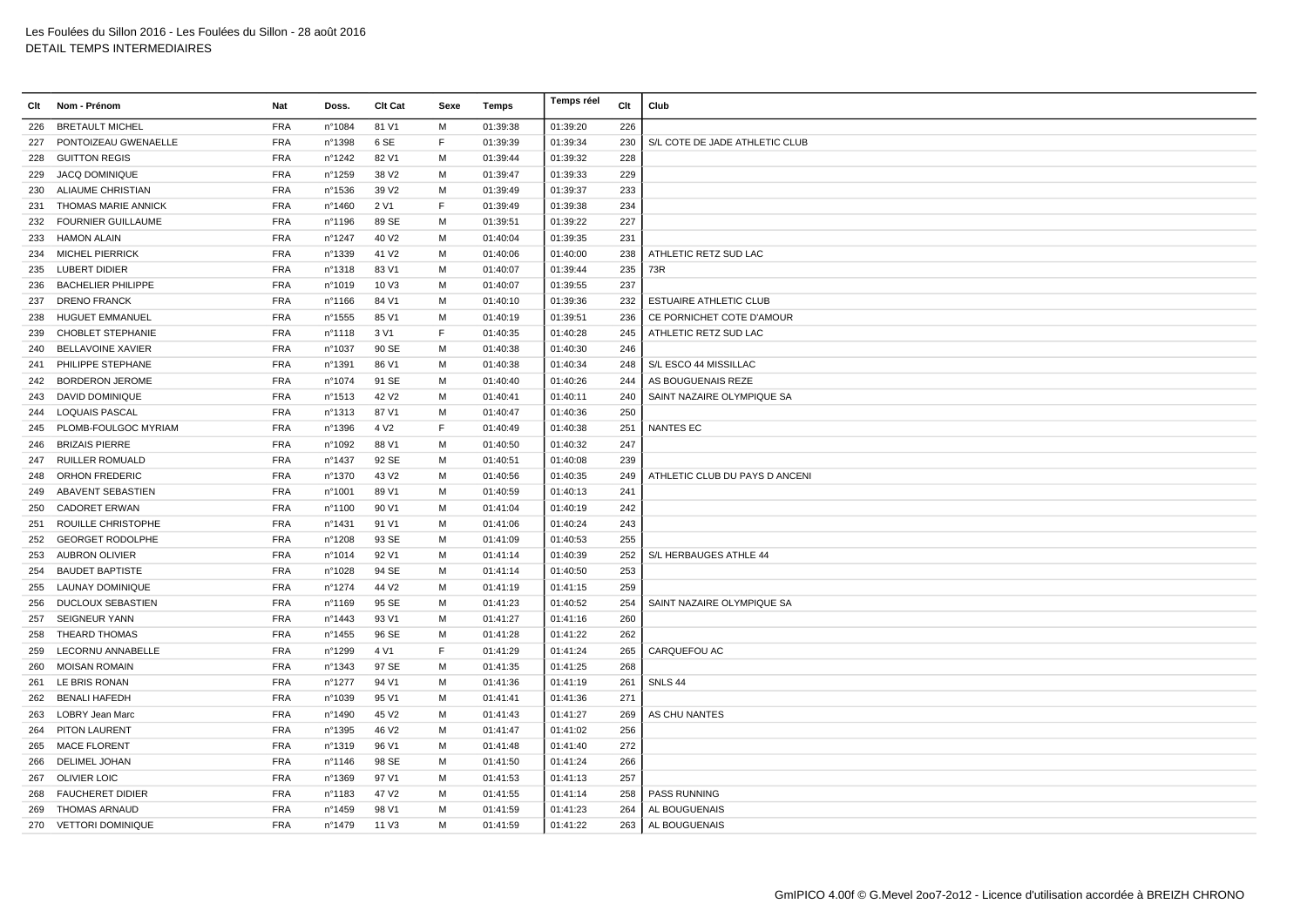| Clt | Nom - Prénom | Nat | Doss. | Clt Cat | Sexe | Temps | Temps réel | Clt | Club |
|---|---|---|---|---|---|---|---|---|---|
| 226 | BRETAULT MICHEL | FRA | n°1084 | 81 V1 | M | 01:39:38 | 01:39:20 | 226 | |
| 227 | PONTOIZEAU GWENAELLE | FRA | n°1398 | 6 SE | F | 01:39:39 | 01:39:34 | 230 | S/L COTE DE JADE ATHLETIC CLUB |
| 228 | GUITTON REGIS | FRA | n°1242 | 82 V1 | M | 01:39:44 | 01:39:32 | 228 | |
| 229 | JACQ DOMINIQUE | FRA | n°1259 | 38 V2 | M | 01:39:47 | 01:39:33 | 229 | |
| 230 | ALIAUME CHRISTIAN | FRA | n°1536 | 39 V2 | M | 01:39:49 | 01:39:37 | 233 | |
| 231 | THOMAS MARIE ANNICK | FRA | n°1460 | 2 V1 | F | 01:39:49 | 01:39:38 | 234 | |
| 232 | FOURNIER GUILLAUME | FRA | n°1196 | 89 SE | M | 01:39:51 | 01:39:22 | 227 | |
| 233 | HAMON ALAIN | FRA | n°1247 | 40 V2 | M | 01:40:04 | 01:39:35 | 231 | |
| 234 | MICHEL PIERRICK | FRA | n°1339 | 41 V2 | M | 01:40:06 | 01:40:00 | 238 | ATHLETIC RETZ SUD LAC |
| 235 | LUBERT DIDIER | FRA | n°1318 | 83 V1 | M | 01:40:07 | 01:39:44 | 235 | 73R |
| 236 | BACHELIER PHILIPPE | FRA | n°1019 | 10 V3 | M | 01:40:07 | 01:39:55 | 237 | |
| 237 | DRENO FRANCK | FRA | n°1166 | 84 V1 | M | 01:40:10 | 01:39:36 | 232 | ESTUAIRE ATHLETIC CLUB |
| 238 | HUGUET EMMANUEL | FRA | n°1555 | 85 V1 | M | 01:40:19 | 01:39:51 | 236 | CE PORNICHET COTE D'AMOUR |
| 239 | CHOBLET STEPHANIE | FRA | n°1118 | 3 V1 | F | 01:40:35 | 01:40:28 | 245 | ATHLETIC RETZ SUD LAC |
| 240 | BELLAVOINE XAVIER | FRA | n°1037 | 90 SE | M | 01:40:38 | 01:40:30 | 246 | |
| 241 | PHILIPPE STEPHANE | FRA | n°1391 | 86 V1 | M | 01:40:38 | 01:40:34 | 248 | S/L ESCO 44 MISSILLAC |
| 242 | BORDERON JEROME | FRA | n°1074 | 91 SE | M | 01:40:40 | 01:40:26 | 244 | AS BOUGUENAIS REZE |
| 243 | DAVID DOMINIQUE | FRA | n°1513 | 42 V2 | M | 01:40:41 | 01:40:11 | 240 | SAINT NAZAIRE OLYMPIQUE SA |
| 244 | LOQUAIS PASCAL | FRA | n°1313 | 87 V1 | M | 01:40:47 | 01:40:36 | 250 | |
| 245 | PLOMB-FOULGOC MYRIAM | FRA | n°1396 | 4 V2 | F | 01:40:49 | 01:40:38 | 251 | NANTES EC |
| 246 | BRIZAIS PIERRE | FRA | n°1092 | 88 V1 | M | 01:40:50 | 01:40:32 | 247 | |
| 247 | RUILLER ROMUALD | FRA | n°1437 | 92 SE | M | 01:40:51 | 01:40:08 | 239 | |
| 248 | ORHON FREDERIC | FRA | n°1370 | 43 V2 | M | 01:40:56 | 01:40:35 | 249 | ATHLETIC CLUB DU PAYS D ANCENI |
| 249 | ABAVENT SEBASTIEN | FRA | n°1001 | 89 V1 | M | 01:40:59 | 01:40:13 | 241 | |
| 250 | CADORET ERWAN | FRA | n°1100 | 90 V1 | M | 01:41:04 | 01:40:19 | 242 | |
| 251 | ROUILLE CHRISTOPHE | FRA | n°1431 | 91 V1 | M | 01:41:06 | 01:40:24 | 243 | |
| 252 | GEORGET RODOLPHE | FRA | n°1208 | 93 SE | M | 01:41:09 | 01:40:53 | 255 | |
| 253 | AUBRON OLIVIER | FRA | n°1014 | 92 V1 | M | 01:41:14 | 01:40:39 | 252 | S/L HERBAUGES ATHLE 44 |
| 254 | BAUDET BAPTISTE | FRA | n°1028 | 94 SE | M | 01:41:14 | 01:40:50 | 253 | |
| 255 | LAUNAY DOMINIQUE | FRA | n°1274 | 44 V2 | M | 01:41:19 | 01:41:15 | 259 | |
| 256 | DUCLOUX SEBASTIEN | FRA | n°1169 | 95 SE | M | 01:41:23 | 01:40:52 | 254 | SAINT NAZAIRE OLYMPIQUE SA |
| 257 | SEIGNEUR YANN | FRA | n°1443 | 93 V1 | M | 01:41:27 | 01:41:16 | 260 | |
| 258 | THEARD THOMAS | FRA | n°1455 | 96 SE | M | 01:41:28 | 01:41:22 | 262 | |
| 259 | LECORNU ANNABELLE | FRA | n°1299 | 4 V1 | F | 01:41:29 | 01:41:24 | 265 | CARQUEFOU AC |
| 260 | MOISAN ROMAIN | FRA | n°1343 | 97 SE | M | 01:41:35 | 01:41:25 | 268 | |
| 261 | LE BRIS RONAN | FRA | n°1277 | 94 V1 | M | 01:41:36 | 01:41:19 | 261 | SNLS 44 |
| 262 | BENALI HAFEDH | FRA | n°1039 | 95 V1 | M | 01:41:41 | 01:41:36 | 271 | |
| 263 | LOBRY Jean Marc | FRA | n°1490 | 45 V2 | M | 01:41:43 | 01:41:27 | 269 | AS CHU NANTES |
| 264 | PITON LAURENT | FRA | n°1395 | 46 V2 | M | 01:41:47 | 01:41:02 | 256 | |
| 265 | MACE FLORENT | FRA | n°1319 | 96 V1 | M | 01:41:48 | 01:41:40 | 272 | |
| 266 | DELIMEL JOHAN | FRA | n°1146 | 98 SE | M | 01:41:50 | 01:41:24 | 266 | |
| 267 | OLIVIER LOIC | FRA | n°1369 | 97 V1 | M | 01:41:53 | 01:41:13 | 257 | |
| 268 | FAUCHERET DIDIER | FRA | n°1183 | 47 V2 | M | 01:41:55 | 01:41:14 | 258 | PASS RUNNING |
| 269 | THOMAS ARNAUD | FRA | n°1459 | 98 V1 | M | 01:41:59 | 01:41:23 | 264 | AL BOUGUENAIS |
| 270 | VETTORI DOMINIQUE | FRA | n°1479 | 11 V3 | M | 01:41:59 | 01:41:22 | 263 | AL BOUGUENAIS |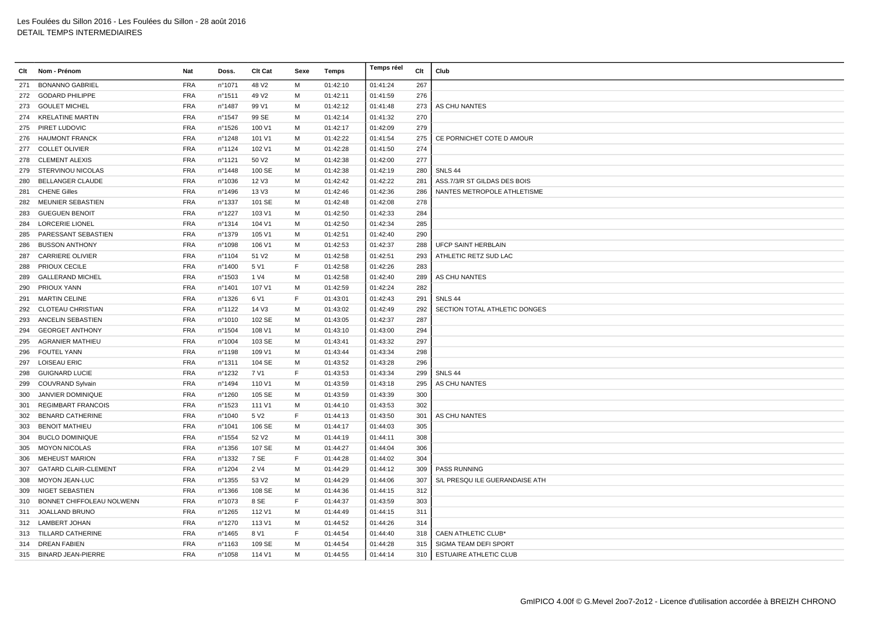Les Foulées du Sillon 2016 - Les Foulées du Sillon - 28 août 2016
DETAIL TEMPS INTERMEDIAIRES

| Clt | Nom - Prénom | Nat | Doss. | Clt Cat | Sexe | Temps | Temps réel | Clt | Club |
|---|---|---|---|---|---|---|---|---|---|
| 271 | BONANNO GABRIEL | FRA | n°1071 | 48 V2 | M | 01:42:10 | 01:41:24 | 267 | |
| 272 | GODARD PHILIPPE | FRA | n°1511 | 49 V2 | M | 01:42:11 | 01:41:59 | 276 | |
| 273 | GOULET MICHEL | FRA | n°1487 | 99 V1 | M | 01:42:12 | 01:41:48 | 273 | AS CHU NANTES |
| 274 | KRELATINE MARTIN | FRA | n°1547 | 99 SE | M | 01:42:14 | 01:41:32 | 270 | |
| 275 | PIRET LUDOVIC | FRA | n°1526 | 100 V1 | M | 01:42:17 | 01:42:09 | 279 | |
| 276 | HAUMONT FRANCK | FRA | n°1248 | 101 V1 | M | 01:42:22 | 01:41:54 | 275 | CE PORNICHET COTE D AMOUR |
| 277 | COLLET OLIVIER | FRA | n°1124 | 102 V1 | M | 01:42:28 | 01:41:50 | 274 | |
| 278 | CLEMENT ALEXIS | FRA | n°1121 | 50 V2 | M | 01:42:38 | 01:42:00 | 277 | |
| 279 | STERVINOU NICOLAS | FRA | n°1448 | 100 SE | M | 01:42:38 | 01:42:19 | 280 | SNLS 44 |
| 280 | BELLANGER CLAUDE | FRA | n°1036 | 12 V3 | M | 01:42:42 | 01:42:22 | 281 | ASS.7/3/R ST GILDAS DES BOIS |
| 281 | CHENE Gilles | FRA | n°1496 | 13 V3 | M | 01:42:46 | 01:42:36 | 286 | NANTES METROPOLE ATHLETISME |
| 282 | MEUNIER SEBASTIEN | FRA | n°1337 | 101 SE | M | 01:42:48 | 01:42:08 | 278 | |
| 283 | GUEGUEN BENOIT | FRA | n°1227 | 103 V1 | M | 01:42:50 | 01:42:33 | 284 | |
| 284 | LORCERIE LIONEL | FRA | n°1314 | 104 V1 | M | 01:42:50 | 01:42:34 | 285 | |
| 285 | PARESSANT SEBASTIEN | FRA | n°1379 | 105 V1 | M | 01:42:51 | 01:42:40 | 290 | |
| 286 | BUSSON ANTHONY | FRA | n°1098 | 106 V1 | M | 01:42:53 | 01:42:37 | 288 | UFCP SAINT HERBLAIN |
| 287 | CARRIERE OLIVIER | FRA | n°1104 | 51 V2 | M | 01:42:58 | 01:42:51 | 293 | ATHLETIC RETZ SUD LAC |
| 288 | PRIOUX CECILE | FRA | n°1400 | 5 V1 | F | 01:42:58 | 01:42:26 | 283 | |
| 289 | GALLERAND MICHEL | FRA | n°1503 | 1 V4 | M | 01:42:58 | 01:42:40 | 289 | AS CHU NANTES |
| 290 | PRIOUX YANN | FRA | n°1401 | 107 V1 | M | 01:42:59 | 01:42:24 | 282 | |
| 291 | MARTIN CELINE | FRA | n°1326 | 6 V1 | F | 01:43:01 | 01:42:43 | 291 | SNLS 44 |
| 292 | CLOTEAU CHRISTIAN | FRA | n°1122 | 14 V3 | M | 01:43:02 | 01:42:49 | 292 | SECTION TOTAL ATHLETIC DONGES |
| 293 | ANCELIN SEBASTIEN | FRA | n°1010 | 102 SE | M | 01:43:05 | 01:42:37 | 287 | |
| 294 | GEORGET ANTHONY | FRA | n°1504 | 108 V1 | M | 01:43:10 | 01:43:00 | 294 | |
| 295 | AGRANIER MATHIEU | FRA | n°1004 | 103 SE | M | 01:43:41 | 01:43:32 | 297 | |
| 296 | FOUTEL YANN | FRA | n°1198 | 109 V1 | M | 01:43:44 | 01:43:34 | 298 | |
| 297 | LOISEAU ERIC | FRA | n°1311 | 104 SE | M | 01:43:52 | 01:43:28 | 296 | |
| 298 | GUIGNARD LUCIE | FRA | n°1232 | 7 V1 | F | 01:43:53 | 01:43:34 | 299 | SNLS 44 |
| 299 | COUVRAND Sylvain | FRA | n°1494 | 110 V1 | M | 01:43:59 | 01:43:18 | 295 | AS CHU NANTES |
| 300 | JANVIER DOMINIQUE | FRA | n°1260 | 105 SE | M | 01:43:59 | 01:43:39 | 300 | |
| 301 | REGIMBART FRANCOIS | FRA | n°1523 | 111 V1 | M | 01:44:10 | 01:43:53 | 302 | |
| 302 | BENARD CATHERINE | FRA | n°1040 | 5 V2 | F | 01:44:13 | 01:43:50 | 301 | AS CHU NANTES |
| 303 | BENOIT MATHIEU | FRA | n°1041 | 106 SE | M | 01:44:17 | 01:44:03 | 305 | |
| 304 | BUCLO DOMINIQUE | FRA | n°1554 | 52 V2 | M | 01:44:19 | 01:44:11 | 308 | |
| 305 | MOYON NICOLAS | FRA | n°1356 | 107 SE | M | 01:44:27 | 01:44:04 | 306 | |
| 306 | MEHEUST MARION | FRA | n°1332 | 7 SE | F | 01:44:28 | 01:44:02 | 304 | |
| 307 | GATARD CLAIR-CLEMENT | FRA | n°1204 | 2 V4 | M | 01:44:29 | 01:44:12 | 309 | PASS RUNNING |
| 308 | MOYON JEAN-LUC | FRA | n°1355 | 53 V2 | M | 01:44:29 | 01:44:06 | 307 | S/L PRESQU ILE GUERANDAISE ATH |
| 309 | NIGET SEBASTIEN | FRA | n°1366 | 108 SE | M | 01:44:36 | 01:44:15 | 312 | |
| 310 | BONNET CHIFFOLEAU NOLWENN | FRA | n°1073 | 8 SE | F | 01:44:37 | 01:43:59 | 303 | |
| 311 | JOALLAND BRUNO | FRA | n°1265 | 112 V1 | M | 01:44:49 | 01:44:15 | 311 | |
| 312 | LAMBERT JOHAN | FRA | n°1270 | 113 V1 | M | 01:44:52 | 01:44:26 | 314 | |
| 313 | TILLARD CATHERINE | FRA | n°1465 | 8 V1 | F | 01:44:54 | 01:44:40 | 318 | CAEN ATHLETIC CLUB* |
| 314 | DREAN FABIEN | FRA | n°1163 | 109 SE | M | 01:44:54 | 01:44:28 | 315 | SIGMA TEAM DEFI SPORT |
| 315 | BINARD JEAN-PIERRE | FRA | n°1058 | 114 V1 | M | 01:44:55 | 01:44:14 | 310 | ESTUAIRE ATHLETIC CLUB |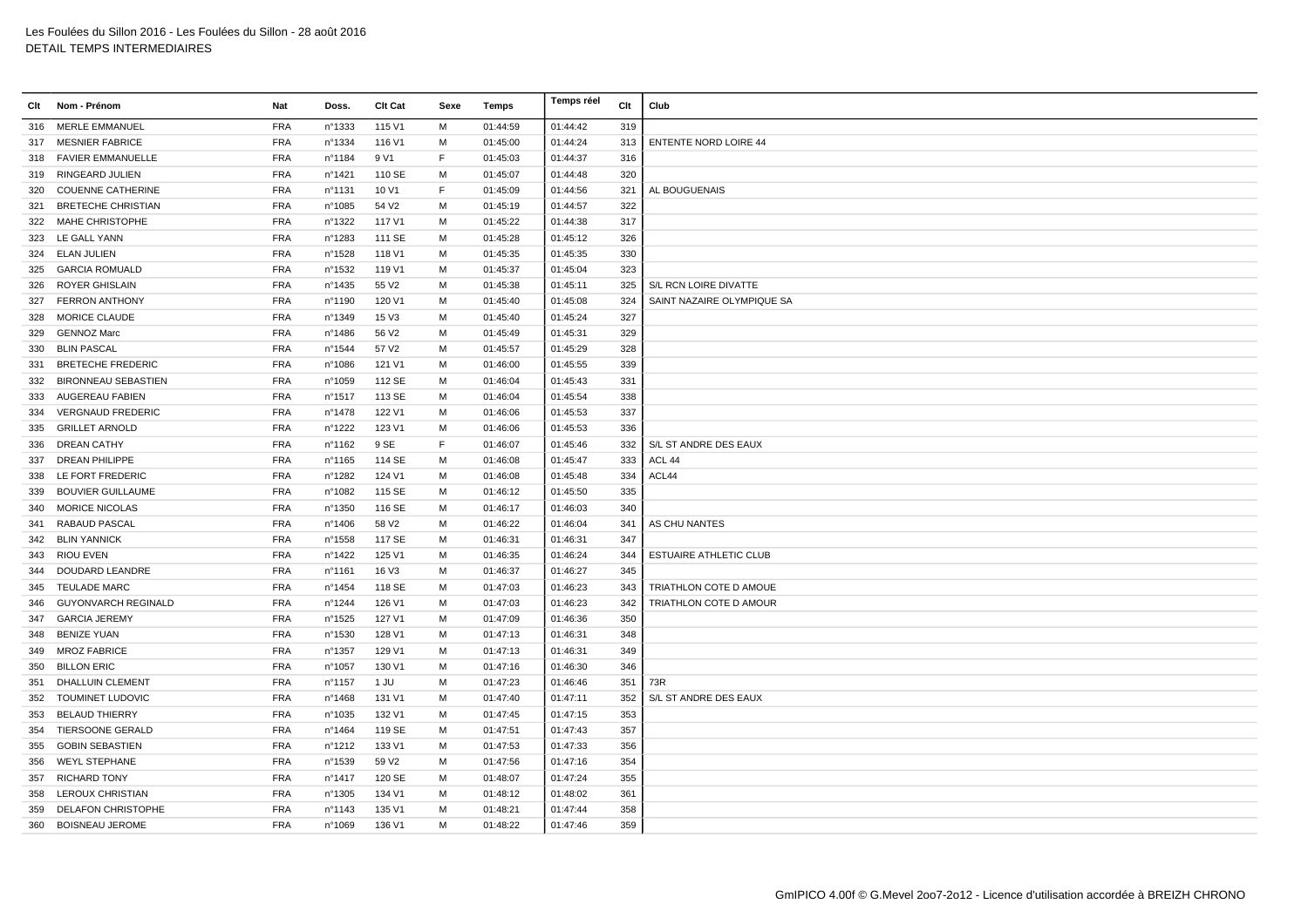| Clt | Nom - Prénom | Nat | Doss. | Clt Cat | Sexe | Temps | Temps réel | Clt | Club |
|---|---|---|---|---|---|---|---|---|---|
| 316 | MERLE EMMANUEL | FRA | n°1333 | 115 V1 | M | 01:44:59 | 01:44:42 | 319 | |
| 317 | MESNIER FABRICE | FRA | n°1334 | 116 V1 | M | 01:45:00 | 01:44:24 | 313 | ENTENTE NORD LOIRE 44 |
| 318 | FAVIER EMMANUELLE | FRA | n°1184 | 9 V1 | F | 01:45:03 | 01:44:37 | 316 | |
| 319 | RINGEARD JULIEN | FRA | n°1421 | 110 SE | M | 01:45:07 | 01:44:48 | 320 | |
| 320 | COUENNE CATHERINE | FRA | n°1131 | 10 V1 | F | 01:45:09 | 01:44:56 | 321 | AL BOUGUENAIS |
| 321 | BRETECHE CHRISTIAN | FRA | n°1085 | 54 V2 | M | 01:45:19 | 01:44:57 | 322 | |
| 322 | MAHE CHRISTOPHE | FRA | n°1322 | 117 V1 | M | 01:45:22 | 01:44:38 | 317 | |
| 323 | LE GALL YANN | FRA | n°1283 | 111 SE | M | 01:45:28 | 01:45:12 | 326 | |
| 324 | ELAN JULIEN | FRA | n°1528 | 118 V1 | M | 01:45:35 | 01:45:35 | 330 | |
| 325 | GARCIA ROMUALD | FRA | n°1532 | 119 V1 | M | 01:45:37 | 01:45:04 | 323 | |
| 326 | ROYER GHISLAIN | FRA | n°1435 | 55 V2 | M | 01:45:38 | 01:45:11 | 325 | S/L RCN LOIRE DIVATTE |
| 327 | FERRON ANTHONY | FRA | n°1190 | 120 V1 | M | 01:45:40 | 01:45:08 | 324 | SAINT NAZAIRE OLYMPIQUE SA |
| 328 | MORICE CLAUDE | FRA | n°1349 | 15 V3 | M | 01:45:40 | 01:45:24 | 327 | |
| 329 | GENNOZ Marc | FRA | n°1486 | 56 V2 | M | 01:45:49 | 01:45:31 | 329 | |
| 330 | BLIN PASCAL | FRA | n°1544 | 57 V2 | M | 01:45:57 | 01:45:29 | 328 | |
| 331 | BRETECHE FREDERIC | FRA | n°1086 | 121 V1 | M | 01:46:00 | 01:45:55 | 339 | |
| 332 | BIRONNEAU SEBASTIEN | FRA | n°1059 | 112 SE | M | 01:46:04 | 01:45:43 | 331 | |
| 333 | AUGEREAU FABIEN | FRA | n°1517 | 113 SE | M | 01:46:04 | 01:45:54 | 338 | |
| 334 | VERGNAUD FREDERIC | FRA | n°1478 | 122 V1 | M | 01:46:06 | 01:45:53 | 337 | |
| 335 | GRILLET ARNOLD | FRA | n°1222 | 123 V1 | M | 01:46:06 | 01:45:53 | 336 | |
| 336 | DREAN CATHY | FRA | n°1162 | 9 SE | F | 01:46:07 | 01:45:46 | 332 | S/L ST ANDRE DES EAUX |
| 337 | DREAN PHILIPPE | FRA | n°1165 | 114 SE | M | 01:46:08 | 01:45:47 | 333 | ACL 44 |
| 338 | LE FORT FREDERIC | FRA | n°1282 | 124 V1 | M | 01:46:08 | 01:45:48 | 334 | ACL44 |
| 339 | BOUVIER GUILLAUME | FRA | n°1082 | 115 SE | M | 01:46:12 | 01:45:50 | 335 | |
| 340 | MORICE NICOLAS | FRA | n°1350 | 116 SE | M | 01:46:17 | 01:46:03 | 340 | |
| 341 | RABAUD PASCAL | FRA | n°1406 | 58 V2 | M | 01:46:22 | 01:46:04 | 341 | AS CHU NANTES |
| 342 | BLIN YANNICK | FRA | n°1558 | 117 SE | M | 01:46:31 | 01:46:31 | 347 | |
| 343 | RIOU EVEN | FRA | n°1422 | 125 V1 | M | 01:46:35 | 01:46:24 | 344 | ESTUAIRE ATHLETIC CLUB |
| 344 | DOUDARD LEANDRE | FRA | n°1161 | 16 V3 | M | 01:46:37 | 01:46:27 | 345 | |
| 345 | TEULADE MARC | FRA | n°1454 | 118 SE | M | 01:47:03 | 01:46:23 | 343 | TRIATHLON COTE D AMOUE |
| 346 | GUYONVARCH REGINALD | FRA | n°1244 | 126 V1 | M | 01:47:03 | 01:46:23 | 342 | TRIATHLON COTE D AMOUR |
| 347 | GARCIA JEREMY | FRA | n°1525 | 127 V1 | M | 01:47:09 | 01:46:36 | 350 | |
| 348 | BENIZE YUAN | FRA | n°1530 | 128 V1 | M | 01:47:13 | 01:46:31 | 348 | |
| 349 | MROZ FABRICE | FRA | n°1357 | 129 V1 | M | 01:47:13 | 01:46:31 | 349 | |
| 350 | BILLON ERIC | FRA | n°1057 | 130 V1 | M | 01:47:16 | 01:46:30 | 346 | |
| 351 | DHALLUIN CLEMENT | FRA | n°1157 | 1 JU | M | 01:47:23 | 01:46:46 | 351 | 73R |
| 352 | TOUMINET LUDOVIC | FRA | n°1468 | 131 V1 | M | 01:47:40 | 01:47:11 | 352 | S/L ST ANDRE DES EAUX |
| 353 | BELAUD THIERRY | FRA | n°1035 | 132 V1 | M | 01:47:45 | 01:47:15 | 353 | |
| 354 | TIERSOONE GERALD | FRA | n°1464 | 119 SE | M | 01:47:51 | 01:47:43 | 357 | |
| 355 | GOBIN SEBASTIEN | FRA | n°1212 | 133 V1 | M | 01:47:53 | 01:47:33 | 356 | |
| 356 | WEYL STEPHANE | FRA | n°1539 | 59 V2 | M | 01:47:56 | 01:47:16 | 354 | |
| 357 | RICHARD TONY | FRA | n°1417 | 120 SE | M | 01:48:07 | 01:47:24 | 355 | |
| 358 | LEROUX CHRISTIAN | FRA | n°1305 | 134 V1 | M | 01:48:12 | 01:48:02 | 361 | |
| 359 | DELAFON CHRISTOPHE | FRA | n°1143 | 135 V1 | M | 01:48:21 | 01:47:44 | 358 | |
| 360 | BOISNEAU JEROME | FRA | n°1069 | 136 V1 | M | 01:48:22 | 01:47:46 | 359 | |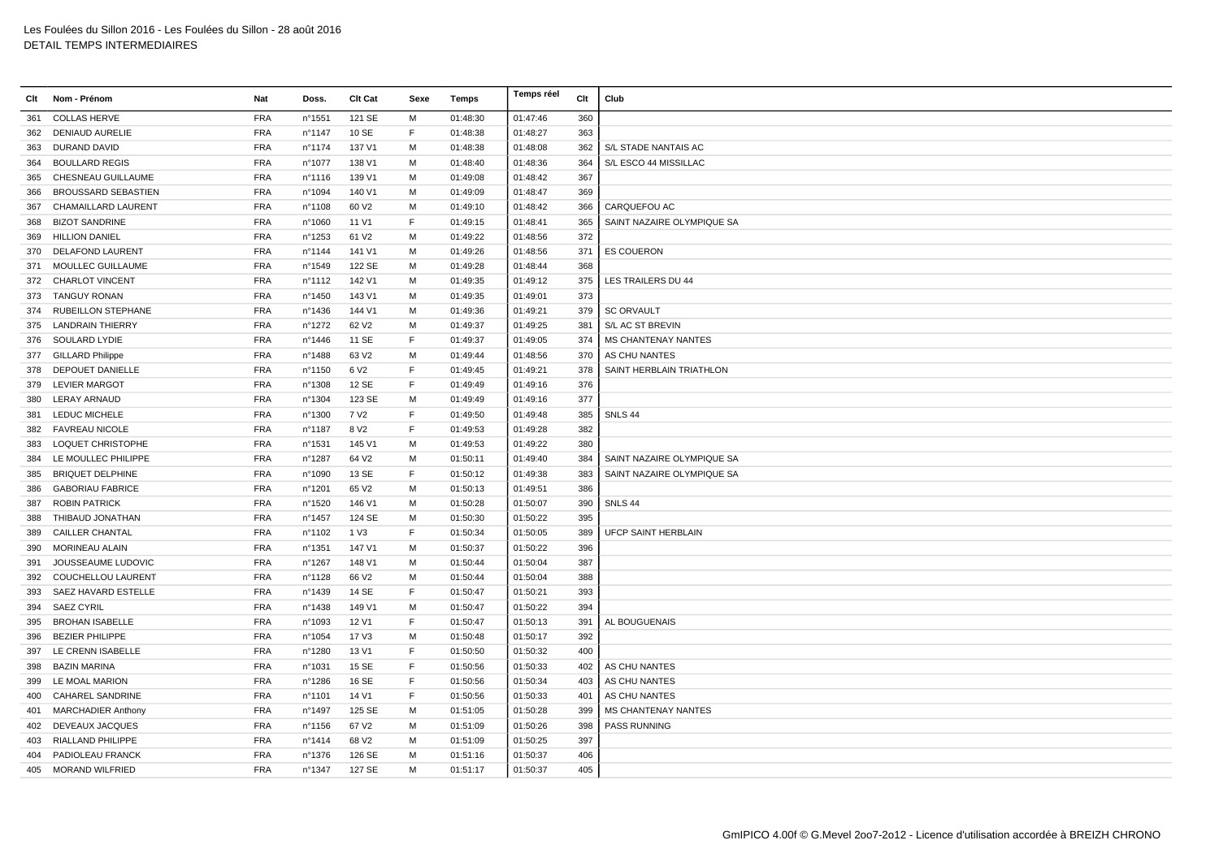Les Foulées du Sillon 2016 - Les Foulées du Sillon - 28 août 2016
DETAIL TEMPS INTERMEDIAIRES

| Clt | Nom - Prénom | Nat | Doss. | Clt Cat | Sexe | Temps | Temps réel | Clt | Club |
|---|---|---|---|---|---|---|---|---|---|
| 361 | COLLAS HERVE | FRA | n°1551 | 121 SE | M | 01:48:30 | 01:47:46 | 360 | |
| 362 | DENIAUD AURELIE | FRA | n°1147 | 10 SE | F | 01:48:38 | 01:48:27 | 363 | |
| 363 | DURAND DAVID | FRA | n°1174 | 137 V1 | M | 01:48:38 | 01:48:08 | 362 | S/L STADE NANTAIS AC |
| 364 | BOULLARD REGIS | FRA | n°1077 | 138 V1 | M | 01:48:40 | 01:48:36 | 364 | S/L ESCO 44 MISSILLAC |
| 365 | CHESNEAU GUILLAUME | FRA | n°1116 | 139 V1 | M | 01:49:08 | 01:48:42 | 367 | |
| 366 | BROUSSARD SEBASTIEN | FRA | n°1094 | 140 V1 | M | 01:49:09 | 01:48:47 | 369 | |
| 367 | CHAMAILLARD LAURENT | FRA | n°1108 | 60 V2 | M | 01:49:10 | 01:48:42 | 366 | CARQUEFOU AC |
| 368 | BIZOT SANDRINE | FRA | n°1060 | 11 V1 | F | 01:49:15 | 01:48:41 | 365 | SAINT NAZAIRE OLYMPIQUE SA |
| 369 | HILLION DANIEL | FRA | n°1253 | 61 V2 | M | 01:49:22 | 01:48:56 | 372 | |
| 370 | DELAFOND LAURENT | FRA | n°1144 | 141 V1 | M | 01:49:26 | 01:48:56 | 371 | ES COUERON |
| 371 | MOULLEC GUILLAUME | FRA | n°1549 | 122 SE | M | 01:49:28 | 01:48:44 | 368 | |
| 372 | CHARLOT VINCENT | FRA | n°1112 | 142 V1 | M | 01:49:35 | 01:49:12 | 375 | LES TRAILERS DU 44 |
| 373 | TANGUY RONAN | FRA | n°1450 | 143 V1 | M | 01:49:35 | 01:49:01 | 373 | |
| 374 | RUBEILLON STEPHANE | FRA | n°1436 | 144 V1 | M | 01:49:36 | 01:49:21 | 379 | SC ORVAULT |
| 375 | LANDRAIN THIERRY | FRA | n°1272 | 62 V2 | M | 01:49:37 | 01:49:25 | 381 | S/L AC ST BREVIN |
| 376 | SOULARD LYDIE | FRA | n°1446 | 11 SE | F | 01:49:37 | 01:49:05 | 374 | MS CHANTENAY NANTES |
| 377 | GILLARD Philippe | FRA | n°1488 | 63 V2 | M | 01:49:44 | 01:48:56 | 370 | AS CHU NANTES |
| 378 | DEPOUET DANIELLE | FRA | n°1150 | 6 V2 | F | 01:49:45 | 01:49:21 | 378 | SAINT HERBLAIN TRIATHLON |
| 379 | LEVIER MARGOT | FRA | n°1308 | 12 SE | F | 01:49:49 | 01:49:16 | 376 | |
| 380 | LERAY ARNAUD | FRA | n°1304 | 123 SE | M | 01:49:49 | 01:49:16 | 377 | |
| 381 | LEDUC MICHELE | FRA | n°1300 | 7 V2 | F | 01:49:50 | 01:49:48 | 385 | SNLS 44 |
| 382 | FAVREAU NICOLE | FRA | n°1187 | 8 V2 | F | 01:49:53 | 01:49:28 | 382 | |
| 383 | LOQUET CHRISTOPHE | FRA | n°1531 | 145 V1 | M | 01:49:53 | 01:49:22 | 380 | |
| 384 | LE MOULLEC PHILIPPE | FRA | n°1287 | 64 V2 | M | 01:50:11 | 01:49:40 | 384 | SAINT NAZAIRE OLYMPIQUE SA |
| 385 | BRIQUET DELPHINE | FRA | n°1090 | 13 SE | F | 01:50:12 | 01:49:38 | 383 | SAINT NAZAIRE OLYMPIQUE SA |
| 386 | GABORIAU FABRICE | FRA | n°1201 | 65 V2 | M | 01:50:13 | 01:49:51 | 386 | |
| 387 | ROBIN PATRICK | FRA | n°1520 | 146 V1 | M | 01:50:28 | 01:50:07 | 390 | SNLS 44 |
| 388 | THIBAUD JONATHAN | FRA | n°1457 | 124 SE | M | 01:50:30 | 01:50:22 | 395 | |
| 389 | CAILLER CHANTAL | FRA | n°1102 | 1 V3 | F | 01:50:34 | 01:50:05 | 389 | UFCP SAINT HERBLAIN |
| 390 | MORINEAU ALAIN | FRA | n°1351 | 147 V1 | M | 01:50:37 | 01:50:22 | 396 | |
| 391 | JOUSSEAUME LUDOVIC | FRA | n°1267 | 148 V1 | M | 01:50:44 | 01:50:04 | 387 | |
| 392 | COUCHELLOU LAURENT | FRA | n°1128 | 66 V2 | M | 01:50:44 | 01:50:04 | 388 | |
| 393 | SAEZ HAVARD ESTELLE | FRA | n°1439 | 14 SE | F | 01:50:47 | 01:50:21 | 393 | |
| 394 | SAEZ CYRIL | FRA | n°1438 | 149 V1 | M | 01:50:47 | 01:50:22 | 394 | |
| 395 | BROHAN ISABELLE | FRA | n°1093 | 12 V1 | F | 01:50:47 | 01:50:13 | 391 | AL BOUGUENAIS |
| 396 | BEZIER PHILIPPE | FRA | n°1054 | 17 V3 | M | 01:50:48 | 01:50:17 | 392 | |
| 397 | LE CRENN ISABELLE | FRA | n°1280 | 13 V1 | F | 01:50:50 | 01:50:32 | 400 | |
| 398 | BAZIN MARINA | FRA | n°1031 | 15 SE | F | 01:50:56 | 01:50:33 | 402 | AS CHU NANTES |
| 399 | LE MOAL MARION | FRA | n°1286 | 16 SE | F | 01:50:56 | 01:50:34 | 403 | AS CHU NANTES |
| 400 | CAHAREL SANDRINE | FRA | n°1101 | 14 V1 | F | 01:50:56 | 01:50:33 | 401 | AS CHU NANTES |
| 401 | MARCHADIER Anthony | FRA | n°1497 | 125 SE | M | 01:51:05 | 01:50:28 | 399 | MS CHANTENAY NANTES |
| 402 | DEVEAUX JACQUES | FRA | n°1156 | 67 V2 | M | 01:51:09 | 01:50:26 | 398 | PASS RUNNING |
| 403 | RIALLAND PHILIPPE | FRA | n°1414 | 68 V2 | M | 01:51:09 | 01:50:25 | 397 | |
| 404 | PADIOLEAU FRANCK | FRA | n°1376 | 126 SE | M | 01:51:16 | 01:50:37 | 406 | |
| 405 | MORAND WILFRIED | FRA | n°1347 | 127 SE | M | 01:51:17 | 01:50:37 | 405 | |

GmIPICO 4.00f © G.Mevel 2oo7-2o12 - Licence d'utilisation accordée à BREIZH CHRONO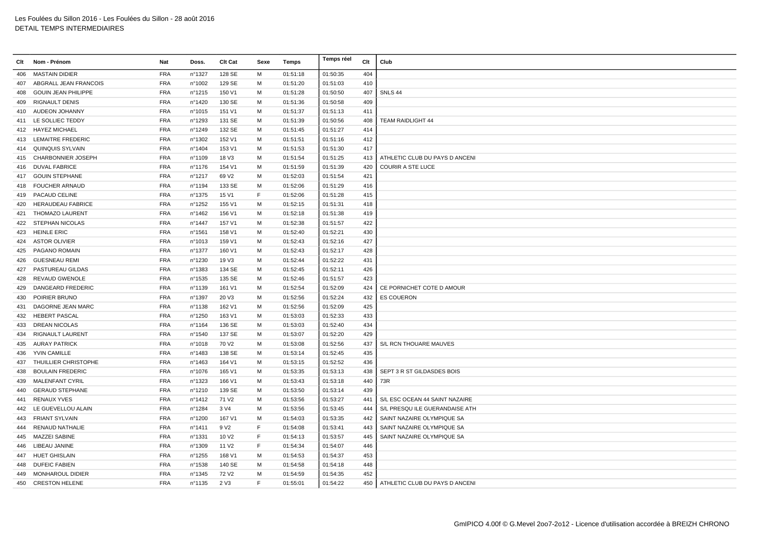Les Foulées du Sillon 2016 - Les Foulées du Sillon - 28 août 2016
DETAIL TEMPS INTERMEDIAIRES

| Clt | Nom - Prénom | Nat | Doss. | Clt Cat | Sexe | Temps | Temps réel | Clt | Club |
|---|---|---|---|---|---|---|---|---|---|
| 406 | MASTAIN DIDIER | FRA | n°1327 | 128 SE | M | 01:51:18 | 01:50:35 | 404 | |
| 407 | ABGRALL JEAN FRANCOIS | FRA | n°1002 | 129 SE | M | 01:51:20 | 01:51:03 | 410 | |
| 408 | GOUIN JEAN PHILIPPE | FRA | n°1215 | 150 V1 | M | 01:51:28 | 01:50:50 | 407 | SNLS 44 |
| 409 | RIGNAULT DENIS | FRA | n°1420 | 130 SE | M | 01:51:36 | 01:50:58 | 409 | |
| 410 | AUDEON JOHANNY | FRA | n°1015 | 151 V1 | M | 01:51:37 | 01:51:13 | 411 | |
| 411 | LE SOLLIEC TEDDY | FRA | n°1293 | 131 SE | M | 01:51:39 | 01:50:56 | 408 | TEAM RAIDLIGHT 44 |
| 412 | HAYEZ MICHAEL | FRA | n°1249 | 132 SE | M | 01:51:45 | 01:51:27 | 414 | |
| 413 | LEMAITRE FREDERIC | FRA | n°1302 | 152 V1 | M | 01:51:51 | 01:51:16 | 412 | |
| 414 | QUINQUIS SYLVAIN | FRA | n°1404 | 153 V1 | M | 01:51:53 | 01:51:30 | 417 | |
| 415 | CHARBONNIER JOSEPH | FRA | n°1109 | 18 V3 | M | 01:51:54 | 01:51:25 | 413 | ATHLETIC CLUB DU PAYS D ANCENI |
| 416 | DUVAL FABRICE | FRA | n°1176 | 154 V1 | M | 01:51:59 | 01:51:39 | 420 | COURIR A STE LUCE |
| 417 | GOUIN STEPHANE | FRA | n°1217 | 69 V2 | M | 01:52:03 | 01:51:54 | 421 | |
| 418 | FOUCHER ARNAUD | FRA | n°1194 | 133 SE | M | 01:52:06 | 01:51:29 | 416 | |
| 419 | PACAUD CELINE | FRA | n°1375 | 15 V1 | F | 01:52:06 | 01:51:28 | 415 | |
| 420 | HERAUDEAU FABRICE | FRA | n°1252 | 155 V1 | M | 01:52:15 | 01:51:31 | 418 | |
| 421 | THOMAZO LAURENT | FRA | n°1462 | 156 V1 | M | 01:52:18 | 01:51:38 | 419 | |
| 422 | STEPHAN NICOLAS | FRA | n°1447 | 157 V1 | M | 01:52:38 | 01:51:57 | 422 | |
| 423 | HEINLE ERIC | FRA | n°1561 | 158 V1 | M | 01:52:40 | 01:52:21 | 430 | |
| 424 | ASTOR OLIVIER | FRA | n°1013 | 159 V1 | M | 01:52:43 | 01:52:16 | 427 | |
| 425 | PAGANO ROMAIN | FRA | n°1377 | 160 V1 | M | 01:52:43 | 01:52:17 | 428 | |
| 426 | GUESNEAU REMI | FRA | n°1230 | 19 V3 | M | 01:52:44 | 01:52:22 | 431 | |
| 427 | PASTUREAU GILDAS | FRA | n°1383 | 134 SE | M | 01:52:45 | 01:52:11 | 426 | |
| 428 | REVAUD GWENOLE | FRA | n°1535 | 135 SE | M | 01:52:46 | 01:51:57 | 423 | |
| 429 | DANGEARD FREDERIC | FRA | n°1139 | 161 V1 | M | 01:52:54 | 01:52:09 | 424 | CE PORNICHET COTE D AMOUR |
| 430 | POIRIER BRUNO | FRA | n°1397 | 20 V3 | M | 01:52:56 | 01:52:24 | 432 | ES COUERON |
| 431 | DAGORNE JEAN MARC | FRA | n°1138 | 162 V1 | M | 01:52:56 | 01:52:09 | 425 | |
| 432 | HEBERT PASCAL | FRA | n°1250 | 163 V1 | M | 01:53:03 | 01:52:33 | 433 | |
| 433 | DREAN NICOLAS | FRA | n°1164 | 136 SE | M | 01:53:03 | 01:52:40 | 434 | |
| 434 | RIGNAULT LAURENT | FRA | n°1540 | 137 SE | M | 01:53:07 | 01:52:20 | 429 | |
| 435 | AURAY PATRICK | FRA | n°1018 | 70 V2 | M | 01:53:08 | 01:52:56 | 437 | S/L RCN THOUARE MAUVES |
| 436 | YVIN CAMILLE | FRA | n°1483 | 138 SE | M | 01:53:14 | 01:52:45 | 435 | |
| 437 | THUILLIER CHRISTOPHE | FRA | n°1463 | 164 V1 | M | 01:53:15 | 01:52:52 | 436 | |
| 438 | BOULAIN FREDERIC | FRA | n°1076 | 165 V1 | M | 01:53:35 | 01:53:13 | 438 | SEPT 3 R ST GILDASDES BOIS |
| 439 | MALENFANT CYRIL | FRA | n°1323 | 166 V1 | M | 01:53:43 | 01:53:18 | 440 | 73R |
| 440 | GERAUD STEPHANE | FRA | n°1210 | 139 SE | M | 01:53:50 | 01:53:14 | 439 | |
| 441 | RENAUX YVES | FRA | n°1412 | 71 V2 | M | 01:53:56 | 01:53:27 | 441 | S/L ESC OCEAN 44 SAINT NAZAIRE |
| 442 | LE GUEVELLOU ALAIN | FRA | n°1284 | 3 V4 | M | 01:53:56 | 01:53:45 | 444 | S/L PRESQU ILE GUERANDAISE ATH |
| 443 | FRIANT SYLVAIN | FRA | n°1200 | 167 V1 | M | 01:54:03 | 01:53:35 | 442 | SAINT NAZAIRE OLYMPIQUE SA |
| 444 | RENAUD NATHALIE | FRA | n°1411 | 9 V2 | F | 01:54:08 | 01:53:41 | 443 | SAINT NAZAIRE OLYMPIQUE SA |
| 445 | MAZZEI SABINE | FRA | n°1331 | 10 V2 | F | 01:54:13 | 01:53:57 | 445 | SAINT NAZAIRE OLYMPIQUE SA |
| 446 | LIBEAU JANINE | FRA | n°1309 | 11 V2 | F | 01:54:34 | 01:54:07 | 446 | |
| 447 | HUET GHISLAIN | FRA | n°1255 | 168 V1 | M | 01:54:53 | 01:54:37 | 453 | |
| 448 | DUFEIC FABIEN | FRA | n°1538 | 140 SE | M | 01:54:58 | 01:54:18 | 448 | |
| 449 | MONHAROUL DIDIER | FRA | n°1345 | 72 V2 | M | 01:54:59 | 01:54:35 | 452 | |
| 450 | CRESTON HELENE | FRA | n°1135 | 2 V3 | F | 01:55:01 | 01:54:22 | 450 | ATHLETIC CLUB DU PAYS D ANCENI |

GmIPICO 4.00f © G.Mevel 2oo7-2o12 - Licence d'utilisation accordée à BREIZH CHRONO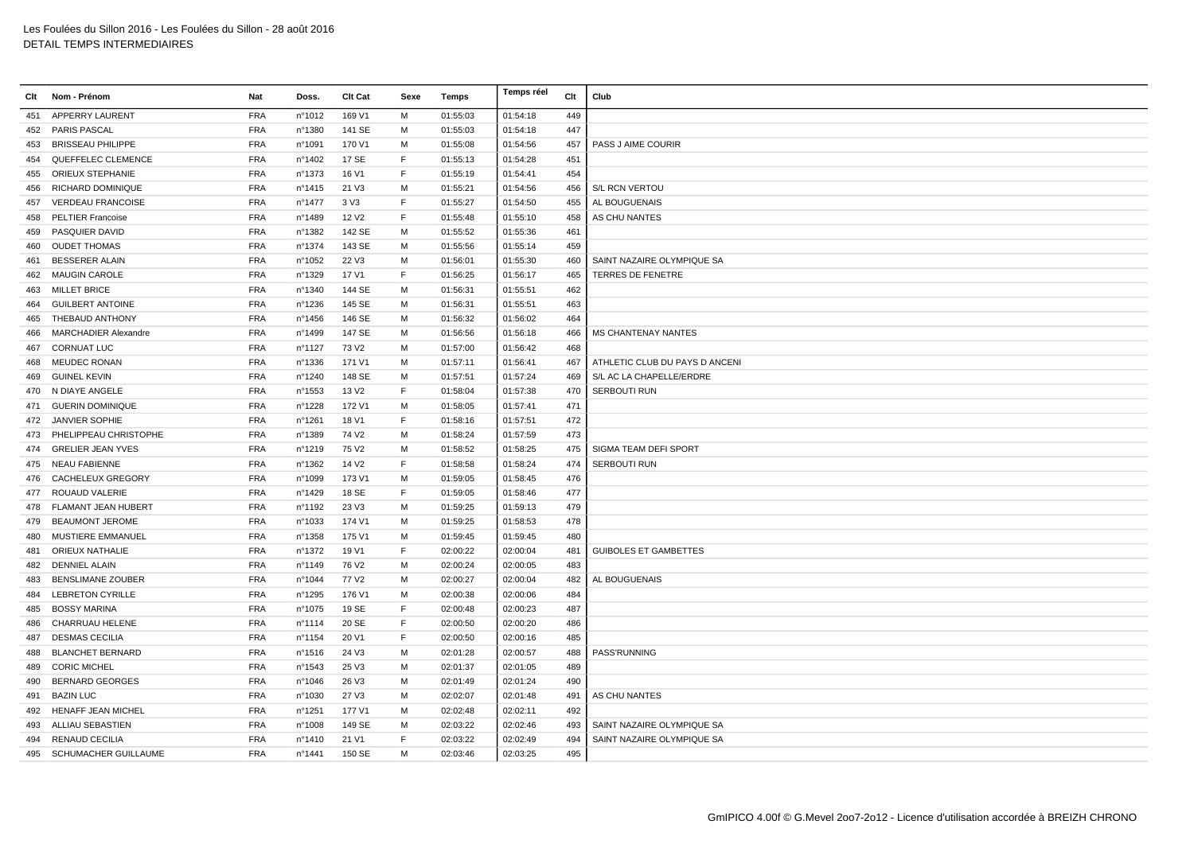Les Foulées du Sillon 2016 - Les Foulées du Sillon - 28 août 2016
DETAIL TEMPS INTERMEDIAIRES

| Clt | Nom - Prénom | Nat | Doss. | Clt Cat | Sexe | Temps | Temps réel | Clt | Club |
|---|---|---|---|---|---|---|---|---|---|
| 451 | APPERRY LAURENT | FRA | n°1012 | 169 V1 | M | 01:55:03 | 01:54:18 | 449 | |
| 452 | PARIS PASCAL | FRA | n°1380 | 141 SE | M | 01:55:03 | 01:54:18 | 447 | |
| 453 | BRISSEAU PHILIPPE | FRA | n°1091 | 170 V1 | M | 01:55:08 | 01:54:56 | 457 | PASS J AIME COURIR |
| 454 | QUEFFELEC CLEMENCE | FRA | n°1402 | 17 SE | F | 01:55:13 | 01:54:28 | 451 | |
| 455 | ORIEUX STEPHANIE | FRA | n°1373 | 16 V1 | F | 01:55:19 | 01:54:41 | 454 | |
| 456 | RICHARD DOMINIQUE | FRA | n°1415 | 21 V3 | M | 01:55:21 | 01:54:56 | 456 | S/L RCN VERTOU |
| 457 | VERDEAU FRANCOISE | FRA | n°1477 | 3 V3 | F | 01:55:27 | 01:54:50 | 455 | AL BOUGUENAIS |
| 458 | PELTIER Francoise | FRA | n°1489 | 12 V2 | F | 01:55:48 | 01:55:10 | 458 | AS CHU NANTES |
| 459 | PASQUIER DAVID | FRA | n°1382 | 142 SE | M | 01:55:52 | 01:55:36 | 461 | |
| 460 | OUDET THOMAS | FRA | n°1374 | 143 SE | M | 01:55:56 | 01:55:14 | 459 | |
| 461 | BESSERER ALAIN | FRA | n°1052 | 22 V3 | M | 01:56:01 | 01:55:30 | 460 | SAINT NAZAIRE OLYMPIQUE SA |
| 462 | MAUGIN CAROLE | FRA | n°1329 | 17 V1 | F | 01:56:25 | 01:56:17 | 465 | TERRES DE FENETRE |
| 463 | MILLET BRICE | FRA | n°1340 | 144 SE | M | 01:56:31 | 01:55:51 | 462 | |
| 464 | GUILBERT ANTOINE | FRA | n°1236 | 145 SE | M | 01:56:31 | 01:55:51 | 463 | |
| 465 | THEBAUD ANTHONY | FRA | n°1456 | 146 SE | M | 01:56:32 | 01:56:02 | 464 | |
| 466 | MARCHADIER Alexandre | FRA | n°1499 | 147 SE | M | 01:56:56 | 01:56:18 | 466 | MS CHANTENAY NANTES |
| 467 | CORNUAT LUC | FRA | n°1127 | 73 V2 | M | 01:57:00 | 01:56:42 | 468 | |
| 468 | MEUDEC RONAN | FRA | n°1336 | 171 V1 | M | 01:57:11 | 01:56:41 | 467 | ATHLETIC CLUB DU PAYS D ANCENI |
| 469 | GUINEL KEVIN | FRA | n°1240 | 148 SE | M | 01:57:51 | 01:57:24 | 469 | S/L AC LA CHAPELLE/ERDRE |
| 470 | N DIAYE ANGELE | FRA | n°1553 | 13 V2 | F | 01:58:04 | 01:57:38 | 470 | SERBOUTI RUN |
| 471 | GUERIN DOMINIQUE | FRA | n°1228 | 172 V1 | M | 01:58:05 | 01:57:41 | 471 | |
| 472 | JANVIER SOPHIE | FRA | n°1261 | 18 V1 | F | 01:58:16 | 01:57:51 | 472 | |
| 473 | PHELIPPEAU CHRISTOPHE | FRA | n°1389 | 74 V2 | M | 01:58:24 | 01:57:59 | 473 | |
| 474 | GRELIER JEAN YVES | FRA | n°1219 | 75 V2 | M | 01:58:52 | 01:58:25 | 475 | SIGMA TEAM DEFI SPORT |
| 475 | NEAU FABIENNE | FRA | n°1362 | 14 V2 | F | 01:58:58 | 01:58:24 | 474 | SERBOUTI RUN |
| 476 | CACHELEUX GREGORY | FRA | n°1099 | 173 V1 | M | 01:59:05 | 01:58:45 | 476 | |
| 477 | ROUAUD VALERIE | FRA | n°1429 | 18 SE | F | 01:59:05 | 01:58:46 | 477 | |
| 478 | FLAMANT JEAN HUBERT | FRA | n°1192 | 23 V3 | M | 01:59:25 | 01:59:13 | 479 | |
| 479 | BEAUMONT JEROME | FRA | n°1033 | 174 V1 | M | 01:59:25 | 01:58:53 | 478 | |
| 480 | MUSTIERE EMMANUEL | FRA | n°1358 | 175 V1 | M | 01:59:45 | 01:59:45 | 480 | |
| 481 | ORIEUX NATHALIE | FRA | n°1372 | 19 V1 | F | 02:00:22 | 02:00:04 | 481 | GUIBOLES ET GAMBETTES |
| 482 | DENNIEL ALAIN | FRA | n°1149 | 76 V2 | M | 02:00:24 | 02:00:05 | 483 | |
| 483 | BENSLIMANE ZOUBER | FRA | n°1044 | 77 V2 | M | 02:00:27 | 02:00:04 | 482 | AL BOUGUENAIS |
| 484 | LEBRETON CYRILLE | FRA | n°1295 | 176 V1 | M | 02:00:38 | 02:00:06 | 484 | |
| 485 | BOSSY MARINA | FRA | n°1075 | 19 SE | F | 02:00:48 | 02:00:23 | 487 | |
| 486 | CHARRUAU HELENE | FRA | n°1114 | 20 SE | F | 02:00:50 | 02:00:20 | 486 | |
| 487 | DESMAS CECILIA | FRA | n°1154 | 20 V1 | F | 02:00:50 | 02:00:16 | 485 | |
| 488 | BLANCHET BERNARD | FRA | n°1516 | 24 V3 | M | 02:01:28 | 02:00:57 | 488 | PASS'RUNNING |
| 489 | CORIC MICHEL | FRA | n°1543 | 25 V3 | M | 02:01:37 | 02:01:05 | 489 | |
| 490 | BERNARD GEORGES | FRA | n°1046 | 26 V3 | M | 02:01:49 | 02:01:24 | 490 | |
| 491 | BAZIN LUC | FRA | n°1030 | 27 V3 | M | 02:02:07 | 02:01:48 | 491 | AS CHU NANTES |
| 492 | HENAFF JEAN MICHEL | FRA | n°1251 | 177 V1 | M | 02:02:48 | 02:02:11 | 492 | |
| 493 | ALLIAU SEBASTIEN | FRA | n°1008 | 149 SE | M | 02:03:22 | 02:02:46 | 493 | SAINT NAZAIRE OLYMPIQUE SA |
| 494 | RENAUD CECILIA | FRA | n°1410 | 21 V1 | F | 02:03:22 | 02:02:49 | 494 | SAINT NAZAIRE OLYMPIQUE SA |
| 495 | SCHUMACHER GUILLAUME | FRA | n°1441 | 150 SE | M | 02:03:46 | 02:03:25 | 495 | |

GmIPICO 4.00f © G.Mevel 2oo7-2o12 - Licence d'utilisation accordée à BREIZH CHRONO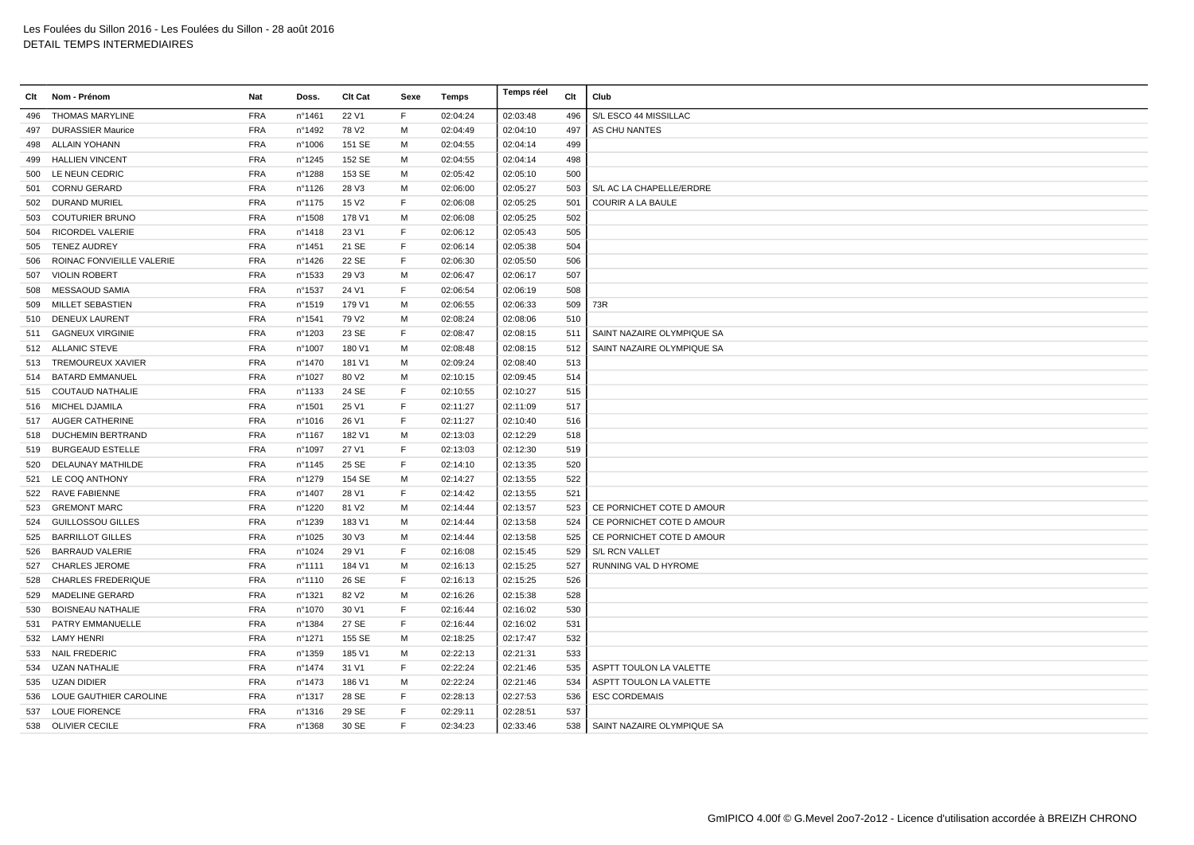Les Foulées du Sillon 2016 - Les Foulées du Sillon - 28 août 2016
DETAIL TEMPS INTERMEDIAIRES

| Clt | Nom - Prénom | Nat | Doss. | Clt Cat | Sexe | Temps | Temps réel | Clt | Club |
|---|---|---|---|---|---|---|---|---|---|
| 496 | THOMAS MARYLINE | FRA | n°1461 | 22 V1 | F | 02:04:24 | 02:03:48 | 496 | S/L ESCO 44 MISSILLAC |
| 497 | DURASSIER Maurice | FRA | n°1492 | 78 V2 | M | 02:04:49 | 02:04:10 | 497 | AS CHU NANTES |
| 498 | ALLAIN YOHANN | FRA | n°1006 | 151 SE | M | 02:04:55 | 02:04:14 | 499 | |
| 499 | HALLIEN VINCENT | FRA | n°1245 | 152 SE | M | 02:04:55 | 02:04:14 | 498 | |
| 500 | LE NEUN CEDRIC | FRA | n°1288 | 153 SE | M | 02:05:42 | 02:05:10 | 500 | |
| 501 | CORNU GERARD | FRA | n°1126 | 28 V3 | M | 02:06:00 | 02:05:27 | 503 | S/L AC LA CHAPELLE/ERDRE |
| 502 | DURAND MURIEL | FRA | n°1175 | 15 V2 | F | 02:06:08 | 02:05:25 | 501 | COURIR A LA BAULE |
| 503 | COUTURIER BRUNO | FRA | n°1508 | 178 V1 | M | 02:06:08 | 02:05:25 | 502 | |
| 504 | RICORDEL VALERIE | FRA | n°1418 | 23 V1 | F | 02:06:12 | 02:05:43 | 505 | |
| 505 | TENEZ AUDREY | FRA | n°1451 | 21 SE | F | 02:06:14 | 02:05:38 | 504 | |
| 506 | ROINAC FONVIEILLE VALERIE | FRA | n°1426 | 22 SE | F | 02:06:30 | 02:05:50 | 506 | |
| 507 | VIOLIN ROBERT | FRA | n°1533 | 29 V3 | M | 02:06:47 | 02:06:17 | 507 | |
| 508 | MESSAOUD SAMIA | FRA | n°1537 | 24 V1 | F | 02:06:54 | 02:06:19 | 508 | |
| 509 | MILLET SEBASTIEN | FRA | n°1519 | 179 V1 | M | 02:06:55 | 02:06:33 | 509 | 73R |
| 510 | DENEUX LAURENT | FRA | n°1541 | 79 V2 | M | 02:08:24 | 02:08:06 | 510 | |
| 511 | GAGNEUX VIRGINIE | FRA | n°1203 | 23 SE | F | 02:08:47 | 02:08:15 | 511 | SAINT NAZAIRE OLYMPIQUE SA |
| 512 | ALLANIC STEVE | FRA | n°1007 | 180 V1 | M | 02:08:48 | 02:08:15 | 512 | SAINT NAZAIRE OLYMPIQUE SA |
| 513 | TREMOUREUX XAVIER | FRA | n°1470 | 181 V1 | M | 02:09:24 | 02:08:40 | 513 | |
| 514 | BATARD EMMANUEL | FRA | n°1027 | 80 V2 | M | 02:10:15 | 02:09:45 | 514 | |
| 515 | COUTAUD NATHALIE | FRA | n°1133 | 24 SE | F | 02:10:55 | 02:10:27 | 515 | |
| 516 | MICHEL DJAMILA | FRA | n°1501 | 25 V1 | F | 02:11:27 | 02:11:09 | 517 | |
| 517 | AUGER CATHERINE | FRA | n°1016 | 26 V1 | F | 02:11:27 | 02:10:40 | 516 | |
| 518 | DUCHEMIN BERTRAND | FRA | n°1167 | 182 V1 | M | 02:13:03 | 02:12:29 | 518 | |
| 519 | BURGEAUD ESTELLE | FRA | n°1097 | 27 V1 | F | 02:13:03 | 02:12:30 | 519 | |
| 520 | DELAUNAY MATHILDE | FRA | n°1145 | 25 SE | F | 02:14:10 | 02:13:35 | 520 | |
| 521 | LE COQ ANTHONY | FRA | n°1279 | 154 SE | M | 02:14:27 | 02:13:55 | 522 | |
| 522 | RAVE FABIENNE | FRA | n°1407 | 28 V1 | F | 02:14:42 | 02:13:55 | 521 | |
| 523 | GREMONT MARC | FRA | n°1220 | 81 V2 | M | 02:14:44 | 02:13:57 | 523 | CE PORNICHET COTE D AMOUR |
| 524 | GUILLOSSOU GILLES | FRA | n°1239 | 183 V1 | M | 02:14:44 | 02:13:58 | 524 | CE PORNICHET COTE D AMOUR |
| 525 | BARRILLOT GILLES | FRA | n°1025 | 30 V3 | M | 02:14:44 | 02:13:58 | 525 | CE PORNICHET COTE D AMOUR |
| 526 | BARRAUD VALERIE | FRA | n°1024 | 29 V1 | F | 02:16:08 | 02:15:45 | 529 | S/L RCN VALLET |
| 527 | CHARLES JEROME | FRA | n°1111 | 184 V1 | M | 02:16:13 | 02:15:25 | 527 | RUNNING VAL D HYROME |
| 528 | CHARLES FREDERIQUE | FRA | n°1110 | 26 SE | F | 02:16:13 | 02:15:25 | 526 | |
| 529 | MADELINE GERARD | FRA | n°1321 | 82 V2 | M | 02:16:26 | 02:15:38 | 528 | |
| 530 | BOISNEAU NATHALIE | FRA | n°1070 | 30 V1 | F | 02:16:44 | 02:16:02 | 530 | |
| 531 | PATRY EMMANUELLE | FRA | n°1384 | 27 SE | F | 02:16:44 | 02:16:02 | 531 | |
| 532 | LAMY HENRI | FRA | n°1271 | 155 SE | M | 02:18:25 | 02:17:47 | 532 | |
| 533 | NAIL FREDERIC | FRA | n°1359 | 185 V1 | M | 02:22:13 | 02:21:31 | 533 | |
| 534 | UZAN NATHALIE | FRA | n°1474 | 31 V1 | F | 02:22:24 | 02:21:46 | 535 | ASPTT TOULON LA VALETTE |
| 535 | UZAN DIDIER | FRA | n°1473 | 186 V1 | M | 02:22:24 | 02:21:46 | 534 | ASPTT TOULON LA VALETTE |
| 536 | LOUE GAUTHIER CAROLINE | FRA | n°1317 | 28 SE | F | 02:28:13 | 02:27:53 | 536 | ESC CORDEMAIS |
| 537 | LOUE FIORENCE | FRA | n°1316 | 29 SE | F | 02:29:11 | 02:28:51 | 537 | |
| 538 | OLIVIER CECILE | FRA | n°1368 | 30 SE | F | 02:34:23 | 02:33:46 | 538 | SAINT NAZAIRE OLYMPIQUE SA |

GmIPICO 4.00f © G.Mevel 2oo7-2o12 - Licence d'utilisation accordée à BREIZH CHRONO